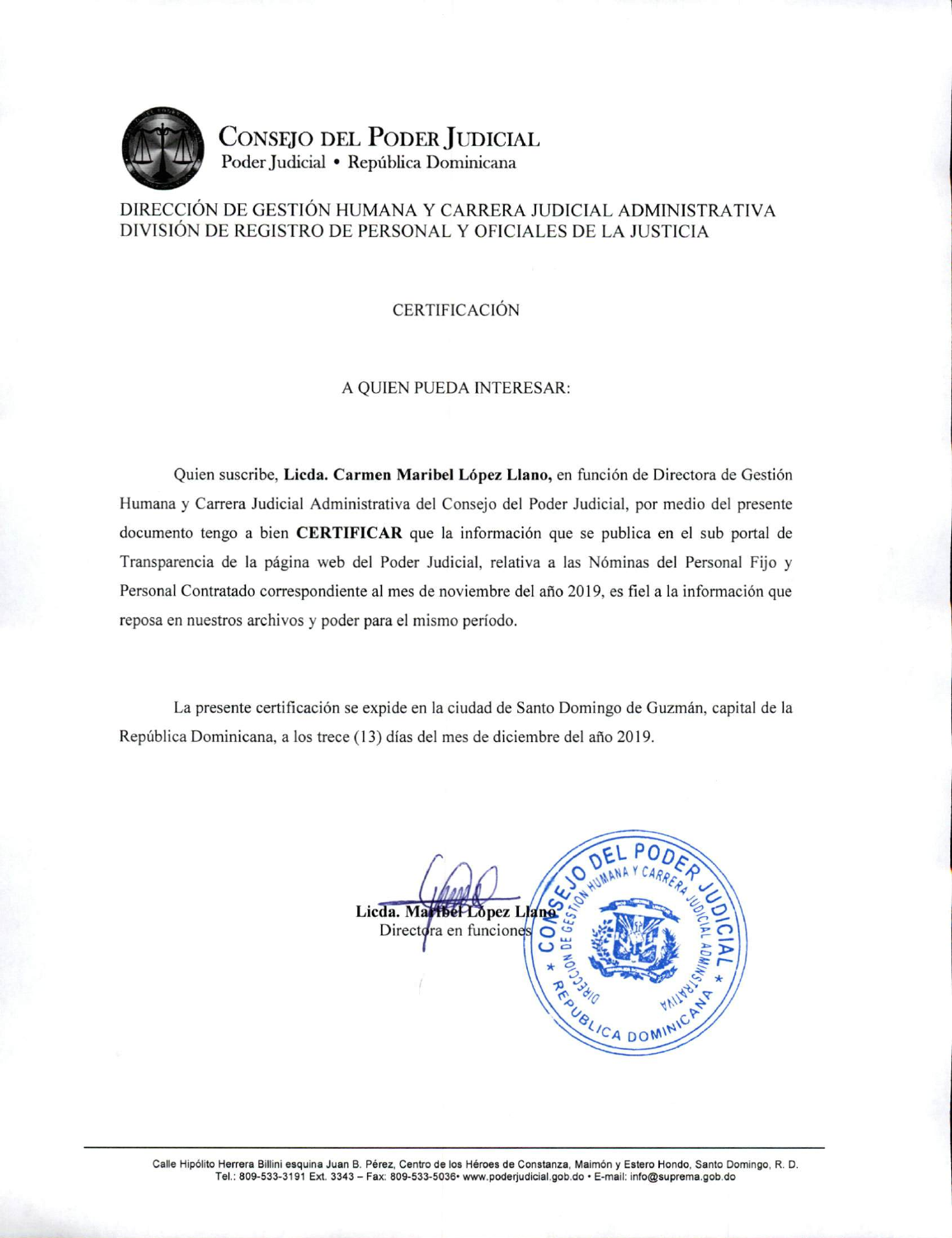# Consejo del Poder Judicial

Poder Judicial • República Dominicana

DIRECCIÓN DE GESTIÓN HUMANA Y CARRERA JUDICIAL ADMINISTRATIVA
DIVISIÓN DE REGISTRO DE PERSONAL Y OFICIALES DE LA JUSTICIA

## CERTIFICACIÓN

A QUIEN PUEDA INTERESAR:

Quien suscribe, **Licda. Carmen Maribel López Llano,** en función de Directora de Gestión Humana y Carrera Judicial Administrativa del Consejo del Poder Judicial, por medio del presente documento tengo a bien **CERTIFICAR** que la información que se publica en el sub portal de Transparencia de la página web del Poder Judicial, relativa a las Nóminas del Personal Fijo y Personal Contratado correspondiente al mes de noviembre del año 2019, es fiel a la información que reposa en nuestros archivos y poder para el mismo período.

La presente certificación se expide en la ciudad de Santo Domingo de Guzmán, capital de la República Dominicana, a los trece (13) días del mes de diciembre del año 2019.

**Licda. Maribel López Llano**
Directora en funciones

CONSEJO DEL PODER JUDICIAL
DIRECCIÓN DE GESTIÓN HUMANA Y CARRERA JUDICIAL ADMINISTRATIVA
REPÚBLICA DOMINICANA

Calle Hipólito Herrera Billini esquina Juan B. Pérez, Centro de los Héroes de Constanza, Maimón y Estero Hondo, Santo Domingo, R. D.
Tel.: 809-533-3191 Ext. 3343 – Fax: 809-533-5036• www.poderjudicial.gob.do • E-mail: info@suprema.gob.do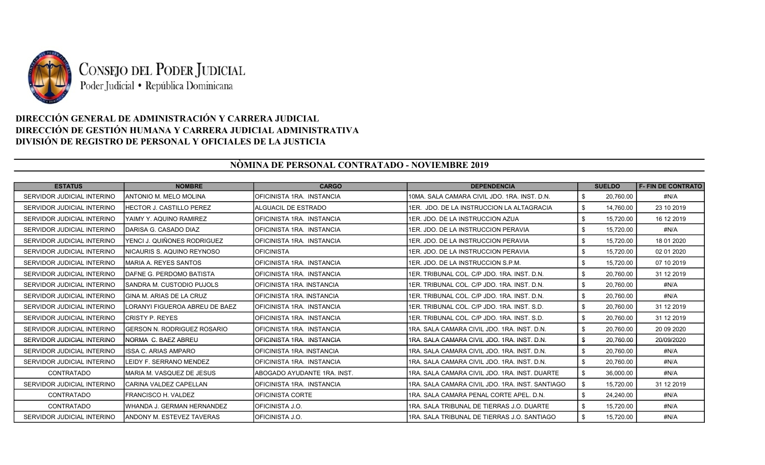**CONSEJO DEL PODER JUDICIAL**
Poder Judicial • República Dominicana

### DIRECCIÓN GENERAL DE ADMINISTRACIÓN Y CARRERA JUDICIAL
### DIRECCIÓN DE GESTIÓN HUMANA Y CARRERA JUDICIAL ADMINISTRATIVA
### DIVISIÓN DE REGISTRO DE PERSONAL Y OFICIALES DE LA JUSTICIA

## NÒMINA DE PERSONAL CONTRATADO - NOVIEMBRE 2019

| ESTATUS | NOMBRE | CARGO | DEPENDENCIA | SUELDO | F- FIN DE CONTRATO |
|---|---|---|---|---|---|
| SERVIDOR JUDICIAL INTERINO | ANTONIO M. MELO MOLINA | OFICINISTA 1RA. INSTANCIA | 10MA. SALA CAMARA CIVIL JDO. 1RA. INST. D.N. | $ 20,760.00 | #N/A |
| SERVIDOR JUDICIAL INTERINO | HECTOR J. CASTILLO PEREZ | ALGUACIL DE ESTRADO | 1ER. JDO. DE LA INSTRUCCION LA ALTAGRACIA | $ 14,760.00 | 23 10 2019 |
| SERVIDOR JUDICIAL INTERINO | YAIMY Y. AQUINO RAMIREZ | OFICINISTA 1RA. INSTANCIA | 1ER. JDO. DE LA INSTRUCCION AZUA | $ 15,720.00 | 16 12 2019 |
| SERVIDOR JUDICIAL INTERINO | DARISA G. CASADO DIAZ | OFICINISTA 1RA. INSTANCIA | 1ER. JDO. DE LA INSTRUCCION PERAVIA | $ 15,720.00 | #N/A |
| SERVIDOR JUDICIAL INTERINO | YENCI J. QUIÑONES RODRIGUEZ | OFICINISTA 1RA. INSTANCIA | 1ER. JDO. DE LA INSTRUCCION PERAVIA | $ 15,720.00 | 18 01 2020 |
| SERVIDOR JUDICIAL INTERINO | NICAURIS S. AQUINO REYNOSO | OFICINISTA | 1ER. JDO. DE LA INSTRUCCION PERAVIA | $ 15,720.00 | 02 01 2020 |
| SERVIDOR JUDICIAL INTERINO | MARIA A. REYES SANTOS | OFICINISTA 1RA. INSTANCIA | 1ER. JDO. DE LA INSTRUCCION S.P.M. | $ 15,720.00 | 07 10 2019 |
| SERVIDOR JUDICIAL INTERINO | DAFNE G. PERDOMO BATISTA | OFICINISTA 1RA. INSTANCIA | 1ER. TRIBUNAL COL. C/P JDO. 1RA. INST. D.N. | $ 20,760.00 | 31 12 2019 |
| SERVIDOR JUDICIAL INTERINO | SANDRA M. CUSTODIO PUJOLS | OFICINISTA 1RA. INSTANCIA | 1ER. TRIBUNAL COL. C/P JDO. 1RA. INST. D.N. | $ 20,760.00 | #N/A |
| SERVIDOR JUDICIAL INTERINO | GINA M. ARIAS DE LA CRUZ | OFICINISTA 1RA. INSTANCIA | 1ER. TRIBUNAL COL. C/P JDO. 1RA. INST. D.N. | $ 20,760.00 | #N/A |
| SERVIDOR JUDICIAL INTERINO | LORANYI FIGUEROA ABREU DE BAEZ | OFICINISTA 1RA. INSTANCIA | 1ER. TRIBUNAL COL. C/P JDO. 1RA. INST. S.D. | $ 20,760.00 | 31 12 2019 |
| SERVIDOR JUDICIAL INTERINO | CRISTY P. REYES | OFICINISTA 1RA. INSTANCIA | 1ER. TRIBUNAL COL. C/P JDO. 1RA. INST. S.D. | $ 20,760.00 | 31 12 2019 |
| SERVIDOR JUDICIAL INTERINO | GERSON N. RODRIGUEZ ROSARIO | OFICINISTA 1RA. INSTANCIA | 1RA. SALA CAMARA CIVIL JDO. 1RA. INST. D.N. | $ 20,760.00 | 20 09 2020 |
| SERVIDOR JUDICIAL INTERINO | NORMA C. BAEZ ABREU | OFICINISTA 1RA. INSTANCIA | 1RA. SALA CAMARA CIVIL JDO. 1RA. INST. D.N. | $ 20,760.00 | 20/09/2020 |
| SERVIDOR JUDICIAL INTERINO | ISSA C. ARIAS AMPARO | OFICINISTA 1RA. INSTANCIA | 1RA. SALA CAMARA CIVIL JDO. 1RA. INST. D.N. | $ 20,760.00 | #N/A |
| SERVIDOR JUDICIAL INTERINO | LEIDY F. SERRANO MENDEZ | OFICINISTA 1RA. INSTANCIA | 1RA. SALA CAMARA CIVIL JDO. 1RA. INST. D.N. | $ 20,760.00 | #N/A |
| CONTRATADO | MARIA M. VASQUEZ DE JESUS | ABOGADO AYUDANTE 1RA. INST. | 1RA. SALA CAMARA CIVIL JDO. 1RA. INST. DUARTE | $ 36,000.00 | #N/A |
| SERVIDOR JUDICIAL INTERINO | CARINA VALDEZ CAPELLAN | OFICINISTA 1RA. INSTANCIA | 1RA. SALA CAMARA CIVIL JDO. 1RA. INST. SANTIAGO | $ 15,720.00 | 31 12 2019 |
| CONTRATADO | FRANCISCO H. VALDEZ | OFICINISTA CORTE | 1RA. SALA CAMARA PENAL CORTE APEL. D.N. | $ 24,240.00 | #N/A |
| CONTRATADO | WHANDA J. GERMAN HERNANDEZ | OFICINISTA J.O. | 1RA. SALA TRIBUNAL DE TIERRAS J.O. DUARTE | $ 15,720.00 | #N/A |
| SERVIDOR JUDICIAL INTERINO | ANDONY M. ESTEVEZ TAVERAS | OFICINISTA J.O. | 1RA. SALA TRIBUNAL DE TIERRAS J.O. SANTIAGO | $ 15,720.00 | #N/A |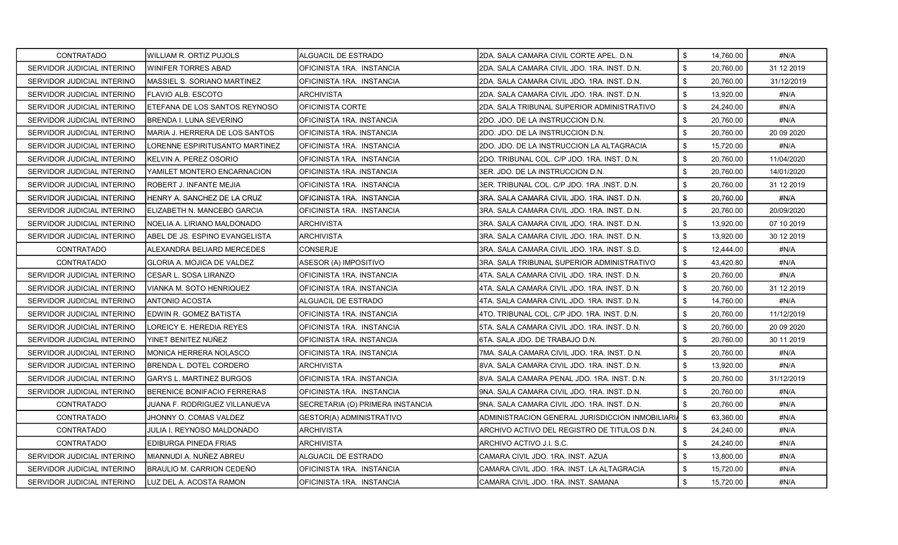| CONTRATADO | WILLIAM R. ORTIZ PUJOLS | ALGUACIL DE ESTRADO | 2DA. SALA CAMARA CIVIL CORTE APEL. D.N. | $ | 14,760.00 | #N/A |
|---|---|---|---|---|---|---|
| SERVIDOR JUDICIAL INTERINO | WINIFER TORRES ABAD | OFICINISTA 1RA. INSTANCIA | 2DA. SALA CAMARA CIVIL JDO. 1RA. INST. D.N. | $ | 20,760.00 | 31 12 2019 |
| SERVIDOR JUDICIAL INTERINO | MASSIEL S. SORIANO MARTINEZ | OFICINISTA 1RA. INSTANCIA | 2DA. SALA CAMARA CIVIL JDO. 1RA. INST. D.N. | $ | 20,760.00 | 31/12/2019 |
| SERVIDOR JUDICIAL INTERINO | FLAVIO ALB. ESCOTO | ARCHIVISTA | 2DA. SALA CAMARA CIVIL JDO. 1RA. INST. D.N. | $ | 13,920.00 | #N/A |
| SERVIDOR JUDICIAL INTERINO | ETEFANA DE LOS SANTOS REYNOSO | OFICINISTA CORTE | 2DA. SALA TRIBUNAL SUPERIOR ADMINISTRATIVO | $ | 24,240.00 | #N/A |
| SERVIDOR JUDICIAL INTERINO | BRENDA I. LUNA SEVERINO | OFICINISTA 1RA. INSTANCIA | 2DO. JDO. DE LA INSTRUCCION D.N. | $ | 20,760.00 | #N/A |
| SERVIDOR JUDICIAL INTERINO | MARIA J. HERRERA DE LOS SANTOS | OFICINISTA 1RA. INSTANCIA | 2DO. JDO. DE LA INSTRUCCION D.N. | $ | 20,760.00 | 20 09 2020 |
| SERVIDOR JUDICIAL INTERINO | LORENNE ESPIRITUSANTO MARTINEZ | OFICINISTA 1RA. INSTANCIA | 2DO. JDO. DE LA INSTRUCCION LA ALTAGRACIA | $ | 15,720.00 | #N/A |
| SERVIDOR JUDICIAL INTERINO | KELVIN A. PEREZ OSORIO | OFICINISTA 1RA. INSTANCIA | 2DO. TRIBUNAL COL. C/P JDO. 1RA. INST. D.N. | $ | 20,760.00 | 11/04/2020 |
| SERVIDOR JUDICIAL INTERINO | YAMILET MONTERO ENCARNACION | OFICINISTA 1RA. INSTANCIA | 3ER. JDO. DE LA INSTRUCCION D.N. | $ | 20,760.00 | 14/01/2020 |
| SERVIDOR JUDICIAL INTERINO | ROBERT J. INFANTE MEJIA | OFICINISTA 1RA. INSTANCIA | 3ER. TRIBUNAL COL. C/P JDO. 1RA .INST. D.N. | $ | 20,760.00 | 31 12 2019 |
| SERVIDOR JUDICIAL INTERINO | HENRY A. SANCHEZ DE LA CRUZ | OFICINISTA 1RA. INSTANCIA | 3RA. SALA CAMARA CIVIL JDO. 1RA. INST. D.N. | $ | 20,760.00 | #N/A |
| SERVIDOR JUDICIAL INTERINO | ELIZABETH N. MANCEBO GARCIA | OFICINISTA 1RA. INSTANCIA | 3RA. SALA CAMARA CIVIL JDO. 1RA. INST. D.N. | $ | 20,760.00 | 20/09/2020 |
| SERVIDOR JUDICIAL INTERINO | NOELIA A. LIRIANO MALDONADO | ARCHIVISTA | 3RA. SALA CAMARA CIVIL JDO. 1RA. INST. D.N. | $ | 13,920.00 | 07 10 2019 |
| SERVIDOR JUDICIAL INTERINO | ABEL DE JS. ESPINO EVANGELISTA | ARCHIVISTA | 3RA. SALA CAMARA CIVIL JDO. 1RA. INST. D.N. | $ | 13,920.00 | 30 12 2019 |
| CONTRATADO | ALEXANDRA BELIARD MERCEDES | CONSERJE | 3RA. SALA CAMARA CIVIL JDO. 1RA. INST. S.D. | $ | 12,444.00 | #N/A |
| CONTRATADO | GLORIA A. MOJICA DE VALDEZ | ASESOR (A) IMPOSITIVO | 3RA. SALA TRIBUNAL SUPERIOR ADMINISTRATIVO | $ | 43,420.80 | #N/A |
| SERVIDOR JUDICIAL INTERINO | CESAR L. SOSA LIRANZO | OFICINISTA 1RA. INSTANCIA | 4TA. SALA CAMARA CIVIL JDO. 1RA. INST. D.N. | $ | 20,760.00 | #N/A |
| SERVIDOR JUDICIAL INTERINO | VIANKA M. SOTO HENRIQUEZ | OFICINISTA 1RA. INSTANCIA | 4TA. SALA CAMARA CIVIL JDO. 1RA. INST. D.N. | $ | 20,760.00 | 31 12 2019 |
| SERVIDOR JUDICIAL INTERINO | ANTONIO ACOSTA | ALGUACIL DE ESTRADO | 4TA. SALA CAMARA CIVIL JDO. 1RA. INST. D.N. | $ | 14,760.00 | #N/A |
| SERVIDOR JUDICIAL INTERINO | EDWIN R. GOMEZ BATISTA | OFICINISTA 1RA. INSTANCIA | 4TO. TRIBUNAL COL. C/P JDO. 1RA. INST. D.N. | $ | 20,760.00 | 11/12/2019 |
| SERVIDOR JUDICIAL INTERINO | LOREICY E. HEREDIA REYES | OFICINISTA 1RA. INSTANCIA | 5TA. SALA CAMARA CIVIL JDO. 1RA. INST. D.N. | $ | 20,760.00 | 20 09 2020 |
| SERVIDOR JUDICIAL INTERINO | YINET BENITEZ NUÑEZ | OFICINISTA 1RA. INSTANCIA | 6TA. SALA JDO. DE TRABAJO D.N. | $ | 20,760.00 | 30 11 2019 |
| SERVIDOR JUDICIAL INTERINO | MONICA HERRERA NOLASCO | OFICINISTA 1RA. INSTANCIA | 7MA. SALA CAMARA CIVIL JDO. 1RA. INST. D.N. | $ | 20,760.00 | #N/A |
| SERVIDOR JUDICIAL INTERINO | BRENDA L. DOTEL CORDERO | ARCHIVISTA | 8VA. SALA CAMARA CIVIL JDO. 1RA. INST. D.N. | $ | 13,920.00 | #N/A |
| SERVIDOR JUDICIAL INTERINO | GARYS L. MARTINEZ BURGOS | OFICINISTA 1RA. INSTANCIA | 8VA. SALA CAMARA PENAL JDO. 1RA. INST. D.N. | $ | 20,760.00 | 31/12/2019 |
| SERVIDOR JUDICIAL INTERINO | BERENICE BONIFACIO FERRERAS | OFICINISTA 1RA. INSTANCIA | 9NA. SALA CAMARA CIVIL JDO. 1RA. INST. D.N. | $ | 20,760.00 | #N/A |
| CONTRATADO | JUANA F. RODRIGUEZ VILLANUEVA | SECRETARIA (O) PRIMERA INSTANCIA | 9NA. SALA CAMARA CIVIL JDO. 1RA. INST. D.N. | $ | 20,760.00 | #N/A |
| CONTRATADO | JHONNY O. COMAS VALDEZ | GESTOR(A) ADMINISTRATIVO | ADMINISTRACION GENERAL JURISDICCION INMOBILIARI | $ | 63,360.00 | #N/A |
| CONTRATADO | JULIA I. REYNOSO MALDONADO | ARCHIVISTA | ARCHIVO ACTIVO DEL REGISTRO DE TITULOS D.N. | $ | 24,240.00 | #N/A |
| CONTRATADO | EDIBURGA PINEDA FRIAS | ARCHIVISTA | ARCHIVO ACTIVO J.I. S.C. | $ | 24,240.00 | #N/A |
| SERVIDOR JUDICIAL INTERINO | MIANNUDI A. NUÑEZ ABREU | ALGUACIL DE ESTRADO | CAMARA CIVIL JDO. 1RA. INST. AZUA | $ | 13,800.00 | #N/A |
| SERVIDOR JUDICIAL INTERINO | BRAULIO M. CARRION CEDEÑO | OFICINISTA 1RA. INSTANCIA | CAMARA CIVIL JDO. 1RA. INST. LA ALTAGRACIA | $ | 15,720.00 | #N/A |
| SERVIDOR JUDICIAL INTERINO | LUZ DEL A. ACOSTA RAMON | OFICINISTA 1RA. INSTANCIA | CAMARA CIVIL JDO. 1RA. INST. SAMANA | $ | 15,720.00 | #N/A |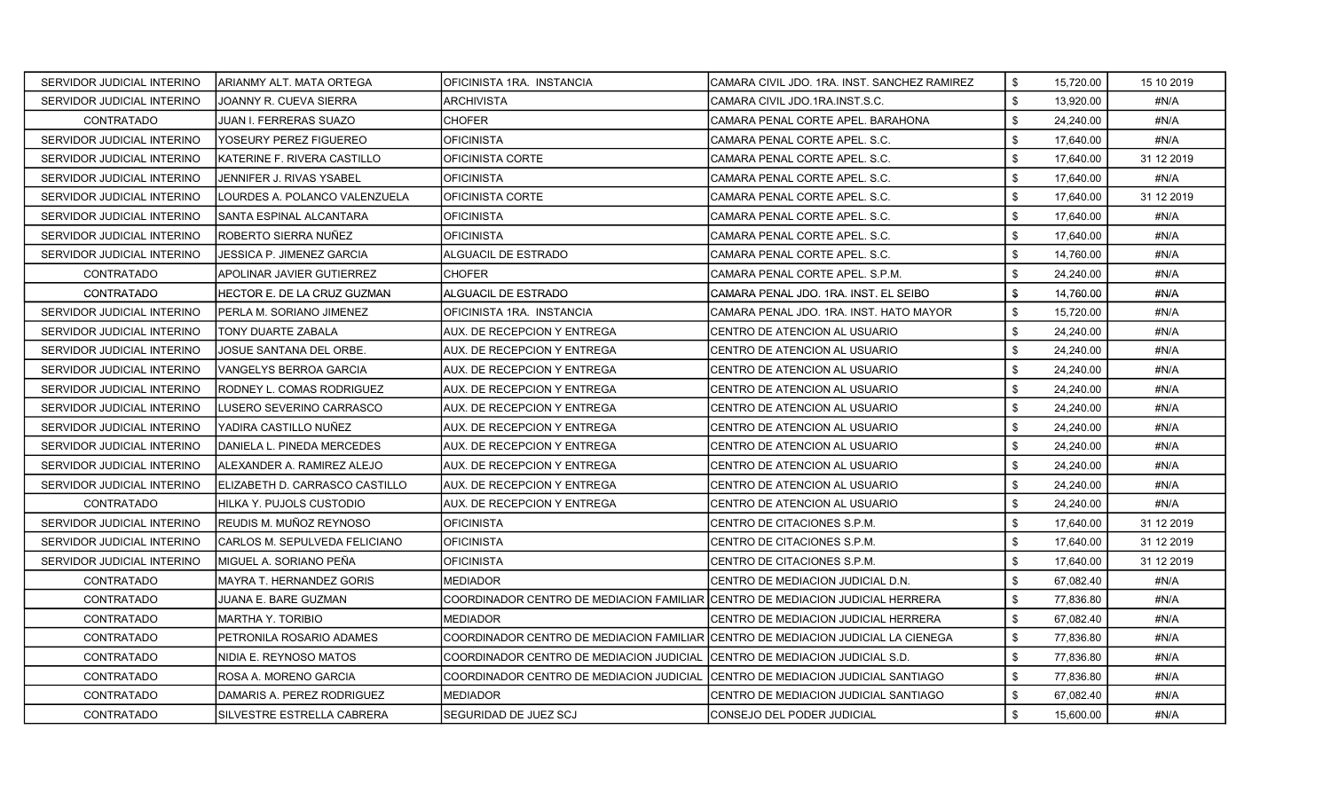| | | | | | | |
|---|---|---|---|---|---|---|
| SERVIDOR JUDICIAL INTERINO | ARIANMY ALT. MATA ORTEGA | OFICINISTA 1RA. INSTANCIA | CAMARA CIVIL JDO. 1RA. INST. SANCHEZ RAMIREZ | $ | 15,720.00 | 15 10 2019 |
| SERVIDOR JUDICIAL INTERINO | JOANNY R. CUEVA SIERRA | ARCHIVISTA | CAMARA CIVIL JDO.1RA.INST.S.C. | $ | 13,920.00 | #N/A |
| CONTRATADO | JUAN I. FERRERAS SUAZO | CHOFER | CAMARA PENAL CORTE APEL. BARAHONA | $ | 24,240.00 | #N/A |
| SERVIDOR JUDICIAL INTERINO | YOSEURY PEREZ FIGUEREO | OFICINISTA | CAMARA PENAL CORTE APEL. S.C. | $ | 17,640.00 | #N/A |
| SERVIDOR JUDICIAL INTERINO | KATERINE F. RIVERA CASTILLO | OFICINISTA CORTE | CAMARA PENAL CORTE APEL. S.C. | $ | 17,640.00 | 31 12 2019 |
| SERVIDOR JUDICIAL INTERINO | JENNIFER J. RIVAS YSABEL | OFICINISTA | CAMARA PENAL CORTE APEL. S.C. | $ | 17,640.00 | #N/A |
| SERVIDOR JUDICIAL INTERINO | LOURDES A. POLANCO VALENZUELA | OFICINISTA CORTE | CAMARA PENAL CORTE APEL. S.C. | $ | 17,640.00 | 31 12 2019 |
| SERVIDOR JUDICIAL INTERINO | SANTA ESPINAL ALCANTARA | OFICINISTA | CAMARA PENAL CORTE APEL. S.C. | $ | 17,640.00 | #N/A |
| SERVIDOR JUDICIAL INTERINO | ROBERTO SIERRA NUÑEZ | OFICINISTA | CAMARA PENAL CORTE APEL. S.C. | $ | 17,640.00 | #N/A |
| SERVIDOR JUDICIAL INTERINO | JESSICA P. JIMENEZ GARCIA | ALGUACIL DE ESTRADO | CAMARA PENAL CORTE APEL. S.C. | $ | 14,760.00 | #N/A |
| CONTRATADO | APOLINAR JAVIER GUTIERREZ | CHOFER | CAMARA PENAL CORTE APEL. S.P.M. | $ | 24,240.00 | #N/A |
| CONTRATADO | HECTOR E. DE LA CRUZ GUZMAN | ALGUACIL DE ESTRADO | CAMARA PENAL JDO. 1RA. INST. EL SEIBO | $ | 14,760.00 | #N/A |
| SERVIDOR JUDICIAL INTERINO | PERLA M. SORIANO JIMENEZ | OFICINISTA 1RA. INSTANCIA | CAMARA PENAL JDO. 1RA. INST. HATO MAYOR | $ | 15,720.00 | #N/A |
| SERVIDOR JUDICIAL INTERINO | TONY DUARTE ZABALA | AUX. DE RECEPCION Y ENTREGA | CENTRO DE ATENCION AL USUARIO | $ | 24,240.00 | #N/A |
| SERVIDOR JUDICIAL INTERINO | JOSUE SANTANA DEL ORBE. | AUX. DE RECEPCION Y ENTREGA | CENTRO DE ATENCION AL USUARIO | $ | 24,240.00 | #N/A |
| SERVIDOR JUDICIAL INTERINO | VANGELYS BERROA GARCIA | AUX. DE RECEPCION Y ENTREGA | CENTRO DE ATENCION AL USUARIO | $ | 24,240.00 | #N/A |
| SERVIDOR JUDICIAL INTERINO | RODNEY L. COMAS RODRIGUEZ | AUX. DE RECEPCION Y ENTREGA | CENTRO DE ATENCION AL USUARIO | $ | 24,240.00 | #N/A |
| SERVIDOR JUDICIAL INTERINO | LUSERO SEVERINO CARRASCO | AUX. DE RECEPCION Y ENTREGA | CENTRO DE ATENCION AL USUARIO | $ | 24,240.00 | #N/A |
| SERVIDOR JUDICIAL INTERINO | YADIRA CASTILLO NUÑEZ | AUX. DE RECEPCION Y ENTREGA | CENTRO DE ATENCION AL USUARIO | $ | 24,240.00 | #N/A |
| SERVIDOR JUDICIAL INTERINO | DANIELA L. PINEDA MERCEDES | AUX. DE RECEPCION Y ENTREGA | CENTRO DE ATENCION AL USUARIO | $ | 24,240.00 | #N/A |
| SERVIDOR JUDICIAL INTERINO | ALEXANDER A. RAMIREZ ALEJO | AUX. DE RECEPCION Y ENTREGA | CENTRO DE ATENCION AL USUARIO | $ | 24,240.00 | #N/A |
| SERVIDOR JUDICIAL INTERINO | ELIZABETH D. CARRASCO CASTILLO | AUX. DE RECEPCION Y ENTREGA | CENTRO DE ATENCION AL USUARIO | $ | 24,240.00 | #N/A |
| CONTRATADO | HILKA Y. PUJOLS CUSTODIO | AUX. DE RECEPCION Y ENTREGA | CENTRO DE ATENCION AL USUARIO | $ | 24,240.00 | #N/A |
| SERVIDOR JUDICIAL INTERINO | REUDIS M. MUÑOZ REYNOSO | OFICINISTA | CENTRO DE CITACIONES S.P.M. | $ | 17,640.00 | 31 12 2019 |
| SERVIDOR JUDICIAL INTERINO | CARLOS M. SEPULVEDA FELICIANO | OFICINISTA | CENTRO DE CITACIONES S.P.M. | $ | 17,640.00 | 31 12 2019 |
| SERVIDOR JUDICIAL INTERINO | MIGUEL A. SORIANO PEÑA | OFICINISTA | CENTRO DE CITACIONES S.P.M. | $ | 17,640.00 | 31 12 2019 |
| CONTRATADO | MAYRA T. HERNANDEZ GORIS | MEDIADOR | CENTRO DE MEDIACION JUDICIAL D.N. | $ | 67,082.40 | #N/A |
| CONTRATADO | JUANA E. BARE GUZMAN | COORDINADOR CENTRO DE MEDIACION FAMILIAR | CENTRO DE MEDIACION JUDICIAL HERRERA | $ | 77,836.80 | #N/A |
| CONTRATADO | MARTHA Y. TORIBIO | MEDIADOR | CENTRO DE MEDIACION JUDICIAL HERRERA | $ | 67,082.40 | #N/A |
| CONTRATADO | PETRONILA ROSARIO ADAMES | COORDINADOR CENTRO DE MEDIACION FAMILIAR | CENTRO DE MEDIACION JUDICIAL LA CIENEGA | $ | 77,836.80 | #N/A |
| CONTRATADO | NIDIA E. REYNOSO MATOS | COORDINADOR CENTRO DE MEDIACION JUDICIAL | CENTRO DE MEDIACION JUDICIAL S.D. | $ | 77,836.80 | #N/A |
| CONTRATADO | ROSA A. MORENO GARCIA | COORDINADOR CENTRO DE MEDIACION JUDICIAL | CENTRO DE MEDIACION JUDICIAL SANTIAGO | $ | 77,836.80 | #N/A |
| CONTRATADO | DAMARIS A. PEREZ RODRIGUEZ | MEDIADOR | CENTRO DE MEDIACION JUDICIAL SANTIAGO | $ | 67,082.40 | #N/A |
| CONTRATADO | SILVESTRE ESTRELLA CABRERA | SEGURIDAD DE JUEZ SCJ | CONSEJO DEL PODER JUDICIAL | $ | 15,600.00 | #N/A |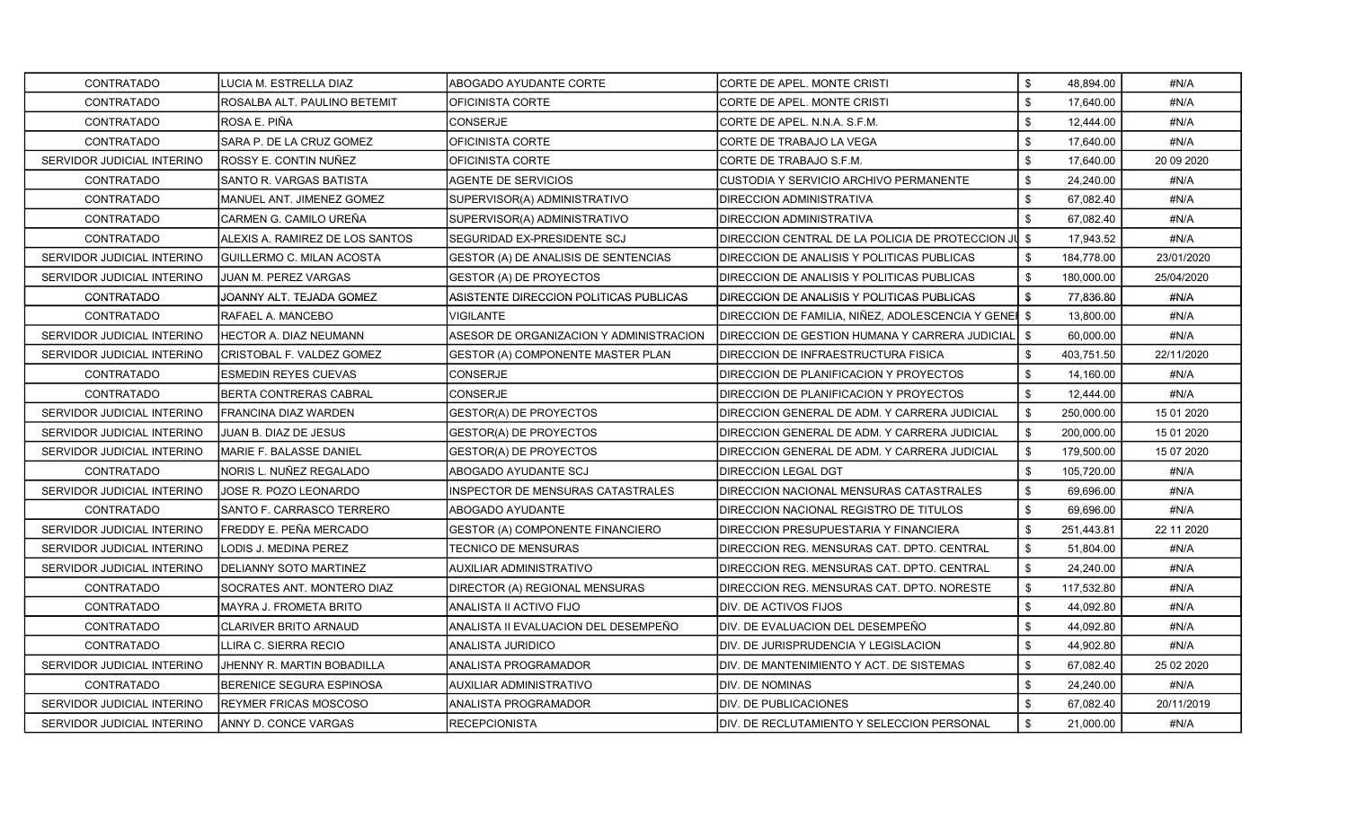| | | | | | | |
|---|---|---|---|---|---|---|
| CONTRATADO | LUCIA M. ESTRELLA DIAZ | ABOGADO AYUDANTE CORTE | CORTE DE APEL. MONTE CRISTI | $ | 48,894.00 | #N/A |
| CONTRATADO | ROSALBA ALT. PAULINO BETEMIT | OFICINISTA CORTE | CORTE DE APEL. MONTE CRISTI | $ | 17,640.00 | #N/A |
| CONTRATADO | ROSA E. PIÑA | CONSERJE | CORTE DE APEL. N.N.A. S.F.M. | $ | 12,444.00 | #N/A |
| CONTRATADO | SARA P. DE LA CRUZ GOMEZ | OFICINISTA CORTE | CORTE DE TRABAJO LA VEGA | $ | 17,640.00 | #N/A |
| SERVIDOR JUDICIAL INTERINO | ROSSY E. CONTIN NUÑEZ | OFICINISTA CORTE | CORTE DE TRABAJO S.F.M. | $ | 17,640.00 | 20 09 2020 |
| CONTRATADO | SANTO R. VARGAS BATISTA | AGENTE DE SERVICIOS | CUSTODIA Y SERVICIO ARCHIVO PERMANENTE | $ | 24,240.00 | #N/A |
| CONTRATADO | MANUEL ANT. JIMENEZ GOMEZ | SUPERVISOR(A) ADMINISTRATIVO | DIRECCION ADMINISTRATIVA | $ | 67,082.40 | #N/A |
| CONTRATADO | CARMEN G. CAMILO UREÑA | SUPERVISOR(A) ADMINISTRATIVO | DIRECCION ADMINISTRATIVA | $ | 67,082.40 | #N/A |
| CONTRATADO | ALEXIS A. RAMIREZ DE LOS SANTOS | SEGURIDAD EX-PRESIDENTE SCJ | DIRECCION CENTRAL DE LA POLICIA DE PROTECCION JU | $ | 17,943.52 | #N/A |
| SERVIDOR JUDICIAL INTERINO | GUILLERMO C. MILAN ACOSTA | GESTOR (A) DE ANALISIS DE SENTENCIAS | DIRECCION DE ANALISIS Y POLITICAS PUBLICAS | $ | 184,778.00 | 23/01/2020 |
| SERVIDOR JUDICIAL INTERINO | JUAN M. PEREZ VARGAS | GESTOR (A) DE PROYECTOS | DIRECCION DE ANALISIS Y POLITICAS PUBLICAS | $ | 180,000.00 | 25/04/2020 |
| CONTRATADO | JOANNY ALT. TEJADA GOMEZ | ASISTENTE DIRECCION POLITICAS PUBLICAS | DIRECCION DE ANALISIS Y POLITICAS PUBLICAS | $ | 77,836.80 | #N/A |
| CONTRATADO | RAFAEL A. MANCEBO | VIGILANTE | DIRECCION DE FAMILIA, NIÑEZ, ADOLESCENCIA Y GENE | $ | 13,800.00 | #N/A |
| SERVIDOR JUDICIAL INTERINO | HECTOR A. DIAZ NEUMANN | ASESOR DE ORGANIZACION Y ADMINISTRACION | DIRECCION DE GESTION HUMANA Y CARRERA JUDICIAL | $ | 60,000.00 | #N/A |
| SERVIDOR JUDICIAL INTERINO | CRISTOBAL F. VALDEZ GOMEZ | GESTOR (A) COMPONENTE MASTER PLAN | DIRECCION DE INFRAESTRUCTURA FISICA | $ | 403,751.50 | 22/11/2020 |
| CONTRATADO | ESMEDIN REYES CUEVAS | CONSERJE | DIRECCION DE PLANIFICACION Y PROYECTOS | $ | 14,160.00 | #N/A |
| CONTRATADO | BERTA CONTRERAS CABRAL | CONSERJE | DIRECCION DE PLANIFICACION Y PROYECTOS | $ | 12,444.00 | #N/A |
| SERVIDOR JUDICIAL INTERINO | FRANCINA DIAZ WARDEN | GESTOR(A) DE PROYECTOS | DIRECCION GENERAL DE ADM. Y CARRERA JUDICIAL | $ | 250,000.00 | 15 01 2020 |
| SERVIDOR JUDICIAL INTERINO | JUAN B. DIAZ DE JESUS | GESTOR(A) DE PROYECTOS | DIRECCION GENERAL DE ADM. Y CARRERA JUDICIAL | $ | 200,000.00 | 15 01 2020 |
| SERVIDOR JUDICIAL INTERINO | MARIE F. BALASSE DANIEL | GESTOR(A) DE PROYECTOS | DIRECCION GENERAL DE ADM. Y CARRERA JUDICIAL | $ | 179,500.00 | 15 07 2020 |
| CONTRATADO | NORIS L. NUÑEZ REGALADO | ABOGADO AYUDANTE SCJ | DIRECCION LEGAL DGT | $ | 105,720.00 | #N/A |
| SERVIDOR JUDICIAL INTERINO | JOSE R. POZO LEONARDO | INSPECTOR DE MENSURAS CATASTRALES | DIRECCION NACIONAL MENSURAS CATASTRALES | $ | 69,696.00 | #N/A |
| CONTRATADO | SANTO F. CARRASCO TERRERO | ABOGADO AYUDANTE | DIRECCION NACIONAL REGISTRO DE TITULOS | $ | 69,696.00 | #N/A |
| SERVIDOR JUDICIAL INTERINO | FREDDY E. PEÑA MERCADO | GESTOR (A) COMPONENTE FINANCIERO | DIRECCION PRESUPUESTARIA Y FINANCIERA | $ | 251,443.81 | 22 11 2020 |
| SERVIDOR JUDICIAL INTERINO | LODIS J. MEDINA PEREZ | TECNICO DE MENSURAS | DIRECCION REG. MENSURAS CAT. DPTO. CENTRAL | $ | 51,804.00 | #N/A |
| SERVIDOR JUDICIAL INTERINO | DELIANNY SOTO MARTINEZ | AUXILIAR ADMINISTRATIVO | DIRECCION REG. MENSURAS CAT. DPTO. CENTRAL | $ | 24,240.00 | #N/A |
| CONTRATADO | SOCRATES ANT. MONTERO DIAZ | DIRECTOR (A) REGIONAL MENSURAS | DIRECCION REG. MENSURAS CAT. DPTO. NORESTE | $ | 117,532.80 | #N/A |
| CONTRATADO | MAYRA J. FROMETA BRITO | ANALISTA II ACTIVO FIJO | DIV. DE ACTIVOS FIJOS | $ | 44,092.80 | #N/A |
| CONTRATADO | CLARIVER BRITO ARNAUD | ANALISTA II EVALUACION DEL DESEMPEÑO | DIV. DE EVALUACION DEL DESEMPEÑO | $ | 44,092.80 | #N/A |
| CONTRATADO | LLIRA C. SIERRA RECIO | ANALISTA JURIDICO | DIV. DE JURISPRUDENCIA Y LEGISLACION | $ | 44,902.80 | #N/A |
| SERVIDOR JUDICIAL INTERINO | JHENNY R. MARTIN BOBADILLA | ANALISTA PROGRAMADOR | DIV. DE MANTENIMIENTO Y ACT. DE SISTEMAS | $ | 67,082.40 | 25 02 2020 |
| CONTRATADO | BERENICE SEGURA ESPINOSA | AUXILIAR ADMINISTRATIVO | DIV. DE NOMINAS | $ | 24,240.00 | #N/A |
| SERVIDOR JUDICIAL INTERINO | REYMER FRICAS MOSCOSO | ANALISTA PROGRAMADOR | DIV. DE PUBLICACIONES | $ | 67,082.40 | 20/11/2019 |
| SERVIDOR JUDICIAL INTERINO | ANNY D. CONCE VARGAS | RECEPCIONISTA | DIV. DE RECLUTAMIENTO Y SELECCION PERSONAL | $ | 21,000.00 | #N/A |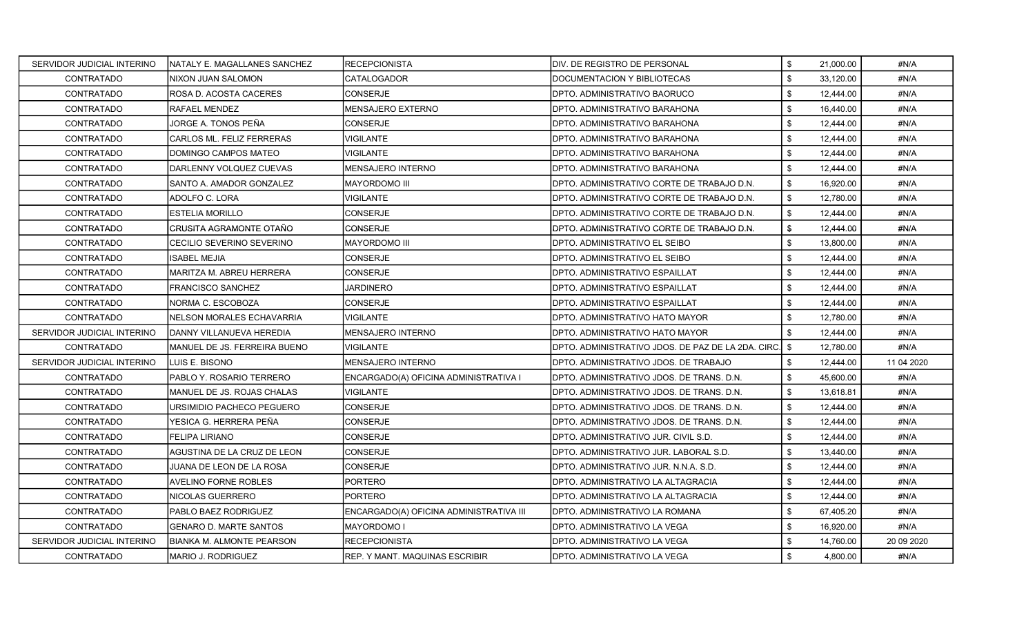| | | | | | |
|---|---|---|---|---|---|
| SERVIDOR JUDICIAL INTERINO | NATALY E. MAGALLANES SANCHEZ | RECEPCIONISTA | DIV. DE REGISTRO DE PERSONAL | $ 21,000.00 | #N/A |
| CONTRATADO | NIXON JUAN SALOMON | CATALOGADOR | DOCUMENTACION Y BIBLIOTECAS | $ 33,120.00 | #N/A |
| CONTRATADO | ROSA D. ACOSTA CACERES | CONSERJE | DPTO. ADMINISTRATIVO BAORUCO | $ 12,444.00 | #N/A |
| CONTRATADO | RAFAEL MENDEZ | MENSAJERO EXTERNO | DPTO. ADMINISTRATIVO BARAHONA | $ 16,440.00 | #N/A |
| CONTRATADO | JORGE A. TONOS PEÑA | CONSERJE | DPTO. ADMINISTRATIVO BARAHONA | $ 12,444.00 | #N/A |
| CONTRATADO | CARLOS ML. FELIZ FERRERAS | VIGILANTE | DPTO. ADMINISTRATIVO BARAHONA | $ 12,444.00 | #N/A |
| CONTRATADO | DOMINGO CAMPOS MATEO | VIGILANTE | DPTO. ADMINISTRATIVO BARAHONA | $ 12,444.00 | #N/A |
| CONTRATADO | DARLENNY VOLQUEZ CUEVAS | MENSAJERO INTERNO | DPTO. ADMINISTRATIVO BARAHONA | $ 12,444.00 | #N/A |
| CONTRATADO | SANTO A. AMADOR GONZALEZ | MAYORDOMO III | DPTO. ADMINISTRATIVO CORTE DE TRABAJO D.N. | $ 16,920.00 | #N/A |
| CONTRATADO | ADOLFO C. LORA | VIGILANTE | DPTO. ADMINISTRATIVO CORTE DE TRABAJO D.N. | $ 12,780.00 | #N/A |
| CONTRATADO | ESTELIA MORILLO | CONSERJE | DPTO. ADMINISTRATIVO CORTE DE TRABAJO D.N. | $ 12,444.00 | #N/A |
| CONTRATADO | CRUSITA AGRAMONTE OTAÑO | CONSERJE | DPTO. ADMINISTRATIVO CORTE DE TRABAJO D.N. | $ 12,444.00 | #N/A |
| CONTRATADO | CECILIO SEVERINO SEVERINO | MAYORDOMO III | DPTO. ADMINISTRATIVO EL SEIBO | $ 13,800.00 | #N/A |
| CONTRATADO | ISABEL MEJIA | CONSERJE | DPTO. ADMINISTRATIVO EL SEIBO | $ 12,444.00 | #N/A |
| CONTRATADO | MARITZA M. ABREU HERRERA | CONSERJE | DPTO. ADMINISTRATIVO ESPAILLAT | $ 12,444.00 | #N/A |
| CONTRATADO | FRANCISCO SANCHEZ | JARDINERO | DPTO. ADMINISTRATIVO ESPAILLAT | $ 12,444.00 | #N/A |
| CONTRATADO | NORMA C. ESCOBOZA | CONSERJE | DPTO. ADMINISTRATIVO ESPAILLAT | $ 12,444.00 | #N/A |
| CONTRATADO | NELSON MORALES ECHAVARRIA | VIGILANTE | DPTO. ADMINISTRATIVO HATO MAYOR | $ 12,780.00 | #N/A |
| SERVIDOR JUDICIAL INTERINO | DANNY VILLANUEVA HEREDIA | MENSAJERO INTERNO | DPTO. ADMINISTRATIVO HATO MAYOR | $ 12,444.00 | #N/A |
| CONTRATADO | MANUEL DE JS. FERREIRA BUENO | VIGILANTE | DPTO. ADMINISTRATIVO JDOS. DE PAZ DE LA 2DA. CIRC. | $ 12,780.00 | #N/A |
| SERVIDOR JUDICIAL INTERINO | LUIS E. BISONO | MENSAJERO INTERNO | DPTO. ADMINISTRATIVO JDOS. DE TRABAJO | $ 12,444.00 | 11 04 2020 |
| CONTRATADO | PABLO Y. ROSARIO TERRERO | ENCARGADO(A) OFICINA ADMINISTRATIVA I | DPTO. ADMINISTRATIVO JDOS. DE TRANS. D.N. | $ 45,600.00 | #N/A |
| CONTRATADO | MANUEL DE JS. ROJAS CHALAS | VIGILANTE | DPTO. ADMINISTRATIVO JDOS. DE TRANS. D.N. | $ 13,618.81 | #N/A |
| CONTRATADO | URSIMIDIO PACHECO PEGUERO | CONSERJE | DPTO. ADMINISTRATIVO JDOS. DE TRANS. D.N. | $ 12,444.00 | #N/A |
| CONTRATADO | YESICA G. HERRERA PEÑA | CONSERJE | DPTO. ADMINISTRATIVO JDOS. DE TRANS. D.N. | $ 12,444.00 | #N/A |
| CONTRATADO | FELIPA LIRIANO | CONSERJE | DPTO. ADMINISTRATIVO JUR. CIVIL S.D. | $ 12,444.00 | #N/A |
| CONTRATADO | AGUSTINA DE LA CRUZ DE LEON | CONSERJE | DPTO. ADMINISTRATIVO JUR. LABORAL S.D. | $ 13,440.00 | #N/A |
| CONTRATADO | JUANA DE LEON DE LA ROSA | CONSERJE | DPTO. ADMINISTRATIVO JUR. N.N.A. S.D. | $ 12,444.00 | #N/A |
| CONTRATADO | AVELINO FORNE ROBLES | PORTERO | DPTO. ADMINISTRATIVO LA ALTAGRACIA | $ 12,444.00 | #N/A |
| CONTRATADO | NICOLAS GUERRERO | PORTERO | DPTO. ADMINISTRATIVO LA ALTAGRACIA | $ 12,444.00 | #N/A |
| CONTRATADO | PABLO BAEZ RODRIGUEZ | ENCARGADO(A) OFICINA ADMINISTRATIVA III | DPTO. ADMINISTRATIVO LA ROMANA | $ 67,405.20 | #N/A |
| CONTRATADO | GENARO D. MARTE SANTOS | MAYORDOMO I | DPTO. ADMINISTRATIVO LA VEGA | $ 16,920.00 | #N/A |
| SERVIDOR JUDICIAL INTERINO | BIANKA M. ALMONTE PEARSON | RECEPCIONISTA | DPTO. ADMINISTRATIVO LA VEGA | $ 14,760.00 | 20 09 2020 |
| CONTRATADO | MARIO J. RODRIGUEZ | REP. Y MANT. MAQUINAS ESCRIBIR | DPTO. ADMINISTRATIVO LA VEGA | $ 4,800.00 | #N/A |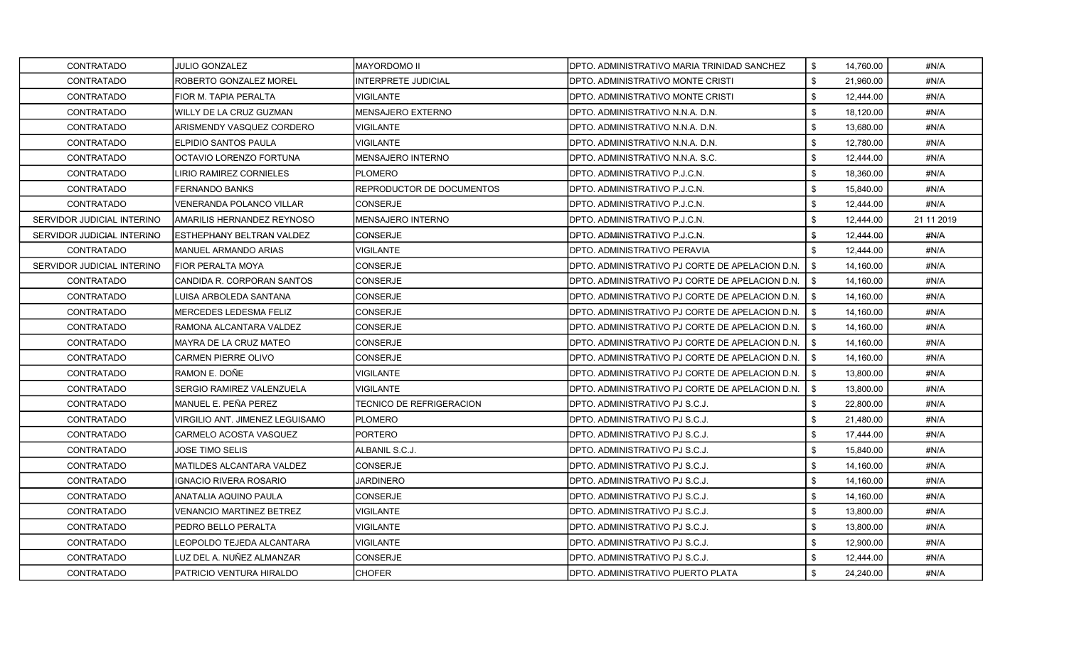| | | | | | |
|---|---|---|---|---|---|
| CONTRATADO | JULIO GONZALEZ | MAYORDOMO II | DPTO. ADMINISTRATIVO MARIA TRINIDAD SANCHEZ | $ 14,760.00 | #N/A |
| CONTRATADO | ROBERTO GONZALEZ MOREL | INTERPRETE JUDICIAL | DPTO. ADMINISTRATIVO MONTE CRISTI | $ 21,960.00 | #N/A |
| CONTRATADO | FIOR M. TAPIA PERALTA | VIGILANTE | DPTO. ADMINISTRATIVO MONTE CRISTI | $ 12,444.00 | #N/A |
| CONTRATADO | WILLY DE LA CRUZ GUZMAN | MENSAJERO EXTERNO | DPTO. ADMINISTRATIVO N.N.A. D.N. | $ 18,120.00 | #N/A |
| CONTRATADO | ARISMENDY VASQUEZ CORDERO | VIGILANTE | DPTO. ADMINISTRATIVO N.N.A. D.N. | $ 13,680.00 | #N/A |
| CONTRATADO | ELPIDIO SANTOS PAULA | VIGILANTE | DPTO. ADMINISTRATIVO N.N.A. D.N. | $ 12,780.00 | #N/A |
| CONTRATADO | OCTAVIO LORENZO FORTUNA | MENSAJERO INTERNO | DPTO. ADMINISTRATIVO N.N.A. S.C. | $ 12,444.00 | #N/A |
| CONTRATADO | LIRIO RAMIREZ CORNIELES | PLOMERO | DPTO. ADMINISTRATIVO P.J.C.N. | $ 18,360.00 | #N/A |
| CONTRATADO | FERNANDO BANKS | REPRODUCTOR DE DOCUMENTOS | DPTO. ADMINISTRATIVO P.J.C.N. | $ 15,840.00 | #N/A |
| CONTRATADO | VENERANDA POLANCO VILLAR | CONSERJE | DPTO. ADMINISTRATIVO P.J.C.N. | $ 12,444.00 | #N/A |
| SERVIDOR JUDICIAL INTERINO | AMARILIS HERNANDEZ REYNOSO | MENSAJERO INTERNO | DPTO. ADMINISTRATIVO P.J.C.N. | $ 12,444.00 | 21 11 2019 |
| SERVIDOR JUDICIAL INTERINO | ESTHEPHANY BELTRAN VALDEZ | CONSERJE | DPTO. ADMINISTRATIVO P.J.C.N. | $ 12,444.00 | #N/A |
| CONTRATADO | MANUEL ARMANDO ARIAS | VIGILANTE | DPTO. ADMINISTRATIVO PERAVIA | $ 12,444.00 | #N/A |
| SERVIDOR JUDICIAL INTERINO | FIOR PERALTA MOYA | CONSERJE | DPTO. ADMINISTRATIVO PJ CORTE DE APELACION D.N. | $ 14,160.00 | #N/A |
| CONTRATADO | CANDIDA R. CORPORAN SANTOS | CONSERJE | DPTO. ADMINISTRATIVO PJ CORTE DE APELACION D.N. | $ 14,160.00 | #N/A |
| CONTRATADO | LUISA ARBOLEDA SANTANA | CONSERJE | DPTO. ADMINISTRATIVO PJ CORTE DE APELACION D.N. | $ 14,160.00 | #N/A |
| CONTRATADO | MERCEDES LEDESMA FELIZ | CONSERJE | DPTO. ADMINISTRATIVO PJ CORTE DE APELACION D.N. | $ 14,160.00 | #N/A |
| CONTRATADO | RAMONA ALCANTARA VALDEZ | CONSERJE | DPTO. ADMINISTRATIVO PJ CORTE DE APELACION D.N. | $ 14,160.00 | #N/A |
| CONTRATADO | MAYRA DE LA CRUZ MATEO | CONSERJE | DPTO. ADMINISTRATIVO PJ CORTE DE APELACION D.N. | $ 14,160.00 | #N/A |
| CONTRATADO | CARMEN PIERRE OLIVO | CONSERJE | DPTO. ADMINISTRATIVO PJ CORTE DE APELACION D.N. | $ 14,160.00 | #N/A |
| CONTRATADO | RAMON E. DOÑE | VIGILANTE | DPTO. ADMINISTRATIVO PJ CORTE DE APELACION D.N. | $ 13,800.00 | #N/A |
| CONTRATADO | SERGIO RAMIREZ VALENZUELA | VIGILANTE | DPTO. ADMINISTRATIVO PJ CORTE DE APELACION D.N. | $ 13,800.00 | #N/A |
| CONTRATADO | MANUEL E. PEÑA PEREZ | TECNICO DE REFRIGERACION | DPTO. ADMINISTRATIVO PJ S.C.J. | $ 22,800.00 | #N/A |
| CONTRATADO | VIRGILIO ANT. JIMENEZ LEGUISAMO | PLOMERO | DPTO. ADMINISTRATIVO PJ S.C.J. | $ 21,480.00 | #N/A |
| CONTRATADO | CARMELO ACOSTA VASQUEZ | PORTERO | DPTO. ADMINISTRATIVO PJ S.C.J. | $ 17,444.00 | #N/A |
| CONTRATADO | JOSE TIMO SELIS | ALBANIL S.C.J. | DPTO. ADMINISTRATIVO PJ S.C.J. | $ 15,840.00 | #N/A |
| CONTRATADO | MATILDES ALCANTARA VALDEZ | CONSERJE | DPTO. ADMINISTRATIVO PJ S.C.J. | $ 14,160.00 | #N/A |
| CONTRATADO | IGNACIO RIVERA ROSARIO | JARDINERO | DPTO. ADMINISTRATIVO PJ S.C.J. | $ 14,160.00 | #N/A |
| CONTRATADO | ANATALIA AQUINO PAULA | CONSERJE | DPTO. ADMINISTRATIVO PJ S.C.J. | $ 14,160.00 | #N/A |
| CONTRATADO | VENANCIO MARTINEZ BETREZ | VIGILANTE | DPTO. ADMINISTRATIVO PJ S.C.J. | $ 13,800.00 | #N/A |
| CONTRATADO | PEDRO BELLO PERALTA | VIGILANTE | DPTO. ADMINISTRATIVO PJ S.C.J. | $ 13,800.00 | #N/A |
| CONTRATADO | LEOPOLDO TEJEDA ALCANTARA | VIGILANTE | DPTO. ADMINISTRATIVO PJ S.C.J. | $ 12,900.00 | #N/A |
| CONTRATADO | LUZ DEL A. NUÑEZ ALMANZAR | CONSERJE | DPTO. ADMINISTRATIVO PJ S.C.J. | $ 12,444.00 | #N/A |
| CONTRATADO | PATRICIO VENTURA HIRALDO | CHOFER | DPTO. ADMINISTRATIVO PUERTO PLATA | $ 24,240.00 | #N/A |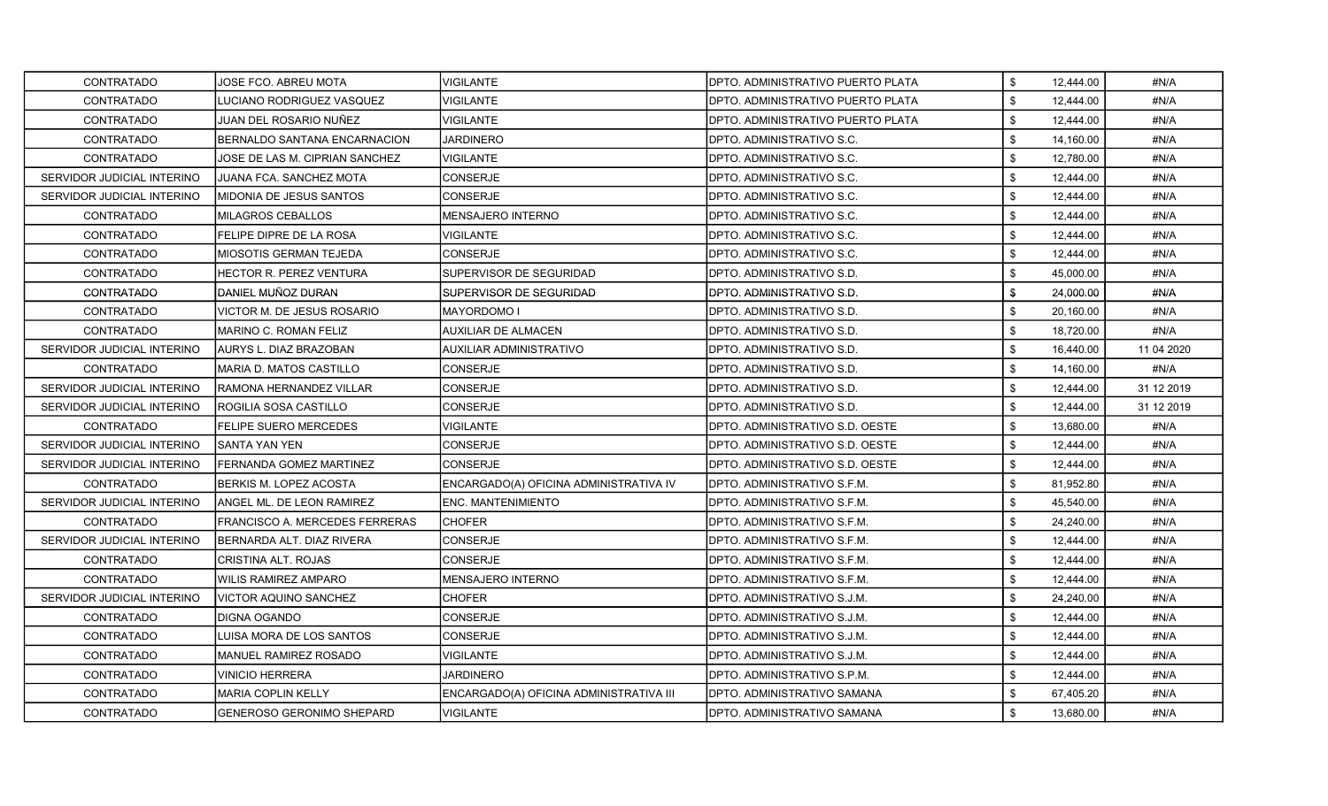| | | | | | |
|---|---|---|---|---|---|
| CONTRATADO | JOSE FCO. ABREU MOTA | VIGILANTE | DPTO. ADMINISTRATIVO PUERTO PLATA | $ 12,444.00 | #N/A |
| CONTRATADO | LUCIANO RODRIGUEZ VASQUEZ | VIGILANTE | DPTO. ADMINISTRATIVO PUERTO PLATA | $ 12,444.00 | #N/A |
| CONTRATADO | JUAN DEL ROSARIO NUÑEZ | VIGILANTE | DPTO. ADMINISTRATIVO PUERTO PLATA | $ 12,444.00 | #N/A |
| CONTRATADO | BERNALDO SANTANA ENCARNACION | JARDINERO | DPTO. ADMINISTRATIVO S.C. | $ 14,160.00 | #N/A |
| CONTRATADO | JOSE DE LAS M. CIPRIAN SANCHEZ | VIGILANTE | DPTO. ADMINISTRATIVO S.C. | $ 12,780.00 | #N/A |
| SERVIDOR JUDICIAL INTERINO | JUANA FCA. SANCHEZ MOTA | CONSERJE | DPTO. ADMINISTRATIVO S.C. | $ 12,444.00 | #N/A |
| SERVIDOR JUDICIAL INTERINO | MIDONIA DE JESUS SANTOS | CONSERJE | DPTO. ADMINISTRATIVO S.C. | $ 12,444.00 | #N/A |
| CONTRATADO | MILAGROS CEBALLOS | MENSAJERO INTERNO | DPTO. ADMINISTRATIVO S.C. | $ 12,444.00 | #N/A |
| CONTRATADO | FELIPE DIPRE DE LA ROSA | VIGILANTE | DPTO. ADMINISTRATIVO S.C. | $ 12,444.00 | #N/A |
| CONTRATADO | MIOSOTIS GERMAN TEJEDA | CONSERJE | DPTO. ADMINISTRATIVO S.C. | $ 12,444.00 | #N/A |
| CONTRATADO | HECTOR R. PEREZ VENTURA | SUPERVISOR DE SEGURIDAD | DPTO. ADMINISTRATIVO S.D. | $ 45,000.00 | #N/A |
| CONTRATADO | DANIEL MUÑOZ DURAN | SUPERVISOR DE SEGURIDAD | DPTO. ADMINISTRATIVO S.D. | $ 24,000.00 | #N/A |
| CONTRATADO | VICTOR M. DE JESUS ROSARIO | MAYORDOMO I | DPTO. ADMINISTRATIVO S.D. | $ 20,160.00 | #N/A |
| CONTRATADO | MARINO C. ROMAN FELIZ | AUXILIAR DE ALMACEN | DPTO. ADMINISTRATIVO S.D. | $ 18,720.00 | #N/A |
| SERVIDOR JUDICIAL INTERINO | AURYS L. DIAZ BRAZOBAN | AUXILIAR ADMINISTRATIVO | DPTO. ADMINISTRATIVO S.D. | $ 16,440.00 | 11 04 2020 |
| CONTRATADO | MARIA D. MATOS CASTILLO | CONSERJE | DPTO. ADMINISTRATIVO S.D. | $ 14,160.00 | #N/A |
| SERVIDOR JUDICIAL INTERINO | RAMONA HERNANDEZ VILLAR | CONSERJE | DPTO. ADMINISTRATIVO S.D. | $ 12,444.00 | 31 12 2019 |
| SERVIDOR JUDICIAL INTERINO | ROGILIA SOSA CASTILLO | CONSERJE | DPTO. ADMINISTRATIVO S.D. | $ 12,444.00 | 31 12 2019 |
| CONTRATADO | FELIPE SUERO MERCEDES | VIGILANTE | DPTO. ADMINISTRATIVO S.D. OESTE | $ 13,680.00 | #N/A |
| SERVIDOR JUDICIAL INTERINO | SANTA YAN YEN | CONSERJE | DPTO. ADMINISTRATIVO S.D. OESTE | $ 12,444.00 | #N/A |
| SERVIDOR JUDICIAL INTERINO | FERNANDA GOMEZ MARTINEZ | CONSERJE | DPTO. ADMINISTRATIVO S.D. OESTE | $ 12,444.00 | #N/A |
| CONTRATADO | BERKIS M. LOPEZ ACOSTA | ENCARGADO(A) OFICINA ADMINISTRATIVA IV | DPTO. ADMINISTRATIVO S.F.M. | $ 81,952.80 | #N/A |
| SERVIDOR JUDICIAL INTERINO | ANGEL ML. DE LEON RAMIREZ | ENC. MANTENIMIENTO | DPTO. ADMINISTRATIVO S.F.M. | $ 45,540.00 | #N/A |
| CONTRATADO | FRANCISCO A. MERCEDES FERRERAS | CHOFER | DPTO. ADMINISTRATIVO S.F.M. | $ 24,240.00 | #N/A |
| SERVIDOR JUDICIAL INTERINO | BERNARDA ALT. DIAZ RIVERA | CONSERJE | DPTO. ADMINISTRATIVO S.F.M. | $ 12,444.00 | #N/A |
| CONTRATADO | CRISTINA ALT. ROJAS | CONSERJE | DPTO. ADMINISTRATIVO S.F.M. | $ 12,444.00 | #N/A |
| CONTRATADO | WILIS RAMIREZ AMPARO | MENSAJERO INTERNO | DPTO. ADMINISTRATIVO S.F.M. | $ 12,444.00 | #N/A |
| SERVIDOR JUDICIAL INTERINO | VICTOR AQUINO SANCHEZ | CHOFER | DPTO. ADMINISTRATIVO S.J.M. | $ 24,240.00 | #N/A |
| CONTRATADO | DIGNA OGANDO | CONSERJE | DPTO. ADMINISTRATIVO S.J.M. | $ 12,444.00 | #N/A |
| CONTRATADO | LUISA MORA DE LOS SANTOS | CONSERJE | DPTO. ADMINISTRATIVO S.J.M. | $ 12,444.00 | #N/A |
| CONTRATADO | MANUEL RAMIREZ ROSADO | VIGILANTE | DPTO. ADMINISTRATIVO S.J.M. | $ 12,444.00 | #N/A |
| CONTRATADO | VINICIO HERRERA | JARDINERO | DPTO. ADMINISTRATIVO S.P.M. | $ 12,444.00 | #N/A |
| CONTRATADO | MARIA COPLIN KELLY | ENCARGADO(A) OFICINA ADMINISTRATIVA III | DPTO. ADMINISTRATIVO SAMANA | $ 67,405.20 | #N/A |
| CONTRATADO | GENEROSO GERONIMO SHEPARD | VIGILANTE | DPTO. ADMINISTRATIVO SAMANA | $ 13,680.00 | #N/A |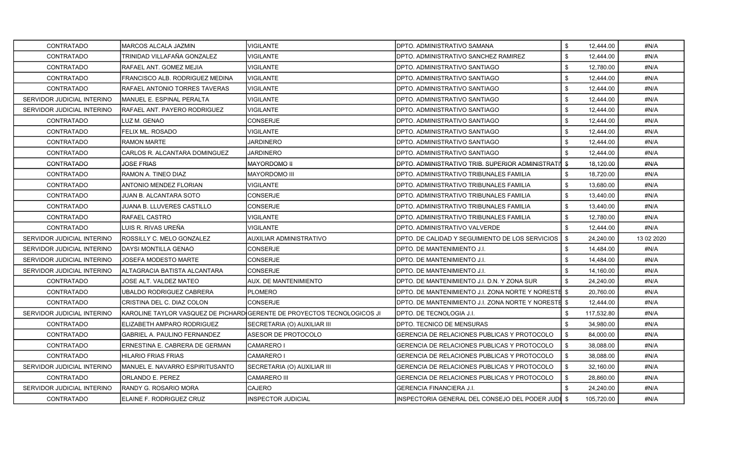| | | | | | | |
|---|---|---|---|---|---|---|
| CONTRATADO | MARCOS ALCALA JAZMIN | VIGILANTE | DPTO. ADMINISTRATIVO SAMANA | $ | 12,444.00 | #N/A |
| CONTRATADO | TRINIDAD VILLAFAÑA GONZALEZ | VIGILANTE | DPTO. ADMINISTRATIVO SANCHEZ RAMIREZ | $ | 12,444.00 | #N/A |
| CONTRATADO | RAFAEL ANT. GOMEZ MEJIA | VIGILANTE | DPTO. ADMINISTRATIVO SANTIAGO | $ | 12,780.00 | #N/A |
| CONTRATADO | FRANCISCO ALB. RODRIGUEZ MEDINA | VIGILANTE | DPTO. ADMINISTRATIVO SANTIAGO | $ | 12,444.00 | #N/A |
| CONTRATADO | RAFAEL ANTONIO TORRES TAVERAS | VIGILANTE | DPTO. ADMINISTRATIVO SANTIAGO | $ | 12,444.00 | #N/A |
| SERVIDOR JUDICIAL INTERINO | MANUEL E. ESPINAL PERALTA | VIGILANTE | DPTO. ADMINISTRATIVO SANTIAGO | $ | 12,444.00 | #N/A |
| SERVIDOR JUDICIAL INTERINO | RAFAEL ANT. PAYERO RODRIGUEZ | VIGILANTE | DPTO. ADMINISTRATIVO SANTIAGO | $ | 12,444.00 | #N/A |
| CONTRATADO | LUZ M. GENAO | CONSERJE | DPTO. ADMINISTRATIVO SANTIAGO | $ | 12,444.00 | #N/A |
| CONTRATADO | FELIX ML. ROSADO | VIGILANTE | DPTO. ADMINISTRATIVO SANTIAGO | $ | 12,444.00 | #N/A |
| CONTRATADO | RAMON MARTE | JARDINERO | DPTO. ADMINISTRATIVO SANTIAGO | $ | 12,444.00 | #N/A |
| CONTRATADO | CARLOS R. ALCANTARA DOMINGUEZ | JARDINERO | DPTO. ADMINISTRATIVO SANTIAGO | $ | 12,444.00 | #N/A |
| CONTRATADO | JOSE FRIAS | MAYORDOMO II | DPTO. ADMINISTRATIVO TRIB. SUPERIOR ADMINISTRATI | $ | 18,120.00 | #N/A |
| CONTRATADO | RAMON A. TINEO DIAZ | MAYORDOMO III | DPTO. ADMINISTRATIVO TRIBUNALES FAMILIA | $ | 18,720.00 | #N/A |
| CONTRATADO | ANTONIO MENDEZ FLORIAN | VIGILANTE | DPTO. ADMINISTRATIVO TRIBUNALES FAMILIA | $ | 13,680.00 | #N/A |
| CONTRATADO | JUAN B. ALCANTARA SOTO | CONSERJE | DPTO. ADMINISTRATIVO TRIBUNALES FAMILIA | $ | 13,440.00 | #N/A |
| CONTRATADO | JUANA B. LLUVERES CASTILLO | CONSERJE | DPTO. ADMINISTRATIVO TRIBUNALES FAMILIA | $ | 13,440.00 | #N/A |
| CONTRATADO | RAFAEL CASTRO | VIGILANTE | DPTO. ADMINISTRATIVO TRIBUNALES FAMILIA | $ | 12,780.00 | #N/A |
| CONTRATADO | LUIS R. RIVAS UREÑA | VIGILANTE | DPTO. ADMINISTRATIVO VALVERDE | $ | 12,444.00 | #N/A |
| SERVIDOR JUDICIAL INTERINO | ROSSILLY C. MELO GONZALEZ | AUXILIAR ADMINISTRATIVO | DPTO. DE CALIDAD Y SEGUIMIENTO DE LOS SERVICIOS | $ | 24,240.00 | 13 02 2020 |
| SERVIDOR JUDICIAL INTERINO | DAYSI MONTILLA GENAO | CONSERJE | DPTO. DE MANTENIMIENTO J.I. | $ | 14,484.00 | #N/A |
| SERVIDOR JUDICIAL INTERINO | JOSEFA MODESTO MARTE | CONSERJE | DPTO. DE MANTENIMIENTO J.I. | $ | 14,484.00 | #N/A |
| SERVIDOR JUDICIAL INTERINO | ALTAGRACIA BATISTA ALCANTARA | CONSERJE | DPTO. DE MANTENIMIENTO J.I. | $ | 14,160.00 | #N/A |
| CONTRATADO | JOSE ALT. VALDEZ MATEO | AUX. DE MANTENIMIENTO | DPTO. DE MANTENIMIENTO J.I. D.N. Y ZONA SUR | $ | 24,240.00 | #N/A |
| CONTRATADO | UBALDO RODRIGUEZ CABRERA | PLOMERO | DPTO. DE MANTENIMIENTO J.I. ZONA NORTE Y NORESTE | $ | 20,760.00 | #N/A |
| CONTRATADO | CRISTINA DEL C. DIAZ COLON | CONSERJE | DPTO. DE MANTENIMIENTO J.I. ZONA NORTE Y NORESTE | $ | 12,444.00 | #N/A |
| SERVIDOR JUDICIAL INTERINO | KAROLINE TAYLOR VASQUEZ DE PICHARD | GERENTE DE PROYECTOS TECNOLOGICOS JI | DPTO. DE TECNOLOGIA J.I. | $ | 117,532.80 | #N/A |
| CONTRATADO | ELIZABETH AMPARO RODRIGUEZ | SECRETARIA (O) AUXILIAR III | DPTO. TECNICO DE MENSURAS | $ | 34,980.00 | #N/A |
| CONTRATADO | GABRIEL A. PAULINO FERNANDEZ | ASESOR DE PROTOCOLO | GERENCIA DE RELACIONES PUBLICAS Y PROTOCOLO | $ | 84,000.00 | #N/A |
| CONTRATADO | ERNESTINA E. CABRERA DE GERMAN | CAMARERO I | GERENCIA DE RELACIONES PUBLICAS Y PROTOCOLO | $ | 38,088.00 | #N/A |
| CONTRATADO | HILARIO FRIAS FRIAS | CAMARERO I | GERENCIA DE RELACIONES PUBLICAS Y PROTOCOLO | $ | 38,088.00 | #N/A |
| SERVIDOR JUDICIAL INTERINO | MANUEL E. NAVARRO ESPIRITUSANTO | SECRETARIA (O) AUXILIAR III | GERENCIA DE RELACIONES PUBLICAS Y PROTOCOLO | $ | 32,160.00 | #N/A |
| CONTRATADO | ORLANDO E. PEREZ | CAMARERO III | GERENCIA DE RELACIONES PUBLICAS Y PROTOCOLO | $ | 28,860.00 | #N/A |
| SERVIDOR JUDICIAL INTERINO | RANDY G. ROSARIO MORA | CAJERO | GERENCIA FINANCIERA J.I. | $ | 24,240.00 | #N/A |
| CONTRATADO | ELAINE F. RODRIGUEZ CRUZ | INSPECTOR JUDICIAL | INSPECTORIA GENERAL DEL CONSEJO DEL PODER JUDI | $ | 105,720.00 | #N/A |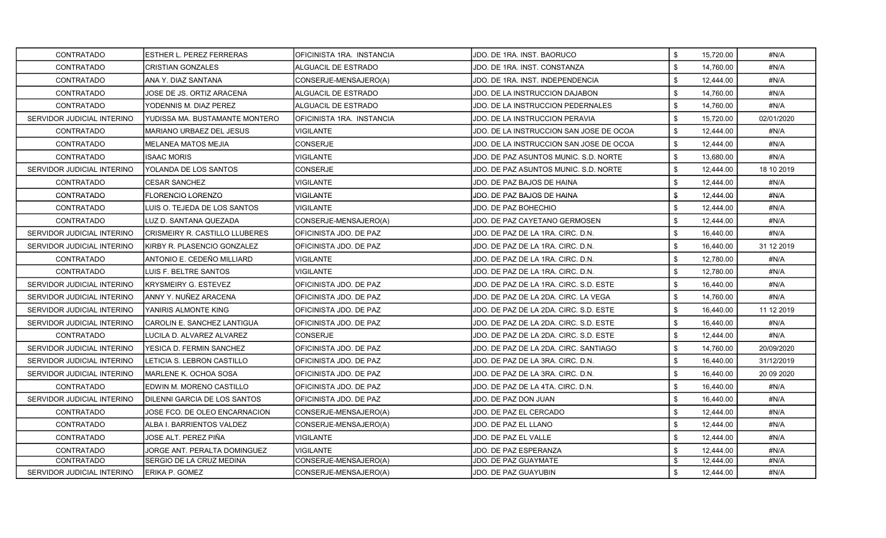| | | | | | | |
|---|---|---|---|---|---|---|
| CONTRATADO | ESTHER L. PEREZ FERRERAS | OFICINISTA 1RA. INSTANCIA | JDO. DE 1RA. INST. BAORUCO | $ | 15,720.00 | #N/A |
| CONTRATADO | CRISTIAN GONZALES | ALGUACIL DE ESTRADO | JDO. DE 1RA. INST. CONSTANZA | $ | 14,760.00 | #N/A |
| CONTRATADO | ANA Y. DIAZ SANTANA | CONSERJE-MENSAJERO(A) | JDO. DE 1RA. INST. INDEPENDENCIA | $ | 12,444.00 | #N/A |
| CONTRATADO | JOSE DE JS. ORTIZ ARACENA | ALGUACIL DE ESTRADO | JDO. DE LA INSTRUCCION DAJABON | $ | 14,760.00 | #N/A |
| CONTRATADO | YODENNIS M. DIAZ PEREZ | ALGUACIL DE ESTRADO | JDO. DE LA INSTRUCCION PEDERNALES | $ | 14,760.00 | #N/A |
| SERVIDOR JUDICIAL INTERINO | YUDISSA MA. BUSTAMANTE MONTERO | OFICINISTA 1RA. INSTANCIA | JDO. DE LA INSTRUCCION PERAVIA | $ | 15,720.00 | 02/01/2020 |
| CONTRATADO | MARIANO URBAEZ DEL JESUS | VIGILANTE | JDO. DE LA INSTRUCCION SAN JOSE DE OCOA | $ | 12,444.00 | #N/A |
| CONTRATADO | MELANEA MATOS MEJIA | CONSERJE | JDO. DE LA INSTRUCCION SAN JOSE DE OCOA | $ | 12,444.00 | #N/A |
| CONTRATADO | ISAAC MORIS | VIGILANTE | JDO. DE PAZ ASUNTOS MUNIC. S.D. NORTE | $ | 13,680.00 | #N/A |
| SERVIDOR JUDICIAL INTERINO | YOLANDA DE LOS SANTOS | CONSERJE | JDO. DE PAZ ASUNTOS MUNIC. S.D. NORTE | $ | 12,444.00 | 18 10 2019 |
| CONTRATADO | CESAR SANCHEZ | VIGILANTE | JDO. DE PAZ BAJOS DE HAINA | $ | 12,444.00 | #N/A |
| CONTRATADO | FLORENCIO LORENZO | VIGILANTE | JDO. DE PAZ BAJOS DE HAINA | $ | 12,444.00 | #N/A |
| CONTRATADO | LUIS O. TEJEDA DE LOS SANTOS | VIGILANTE | JDO. DE PAZ BOHECHIO | $ | 12,444.00 | #N/A |
| CONTRATADO | LUZ D. SANTANA QUEZADA | CONSERJE-MENSAJERO(A) | JDO. DE PAZ CAYETANO GERMOSEN | $ | 12,444.00 | #N/A |
| SERVIDOR JUDICIAL INTERINO | CRISMEIRY R. CASTILLO LLUBERES | OFICINISTA JDO. DE PAZ | JDO. DE PAZ DE LA 1RA. CIRC. D.N. | $ | 16,440.00 | #N/A |
| SERVIDOR JUDICIAL INTERINO | KIRBY R. PLASENCIO GONZALEZ | OFICINISTA JDO. DE PAZ | JDO. DE PAZ DE LA 1RA. CIRC. D.N. | $ | 16,440.00 | 31 12 2019 |
| CONTRATADO | ANTONIO E. CEDEÑO MILLIARD | VIGILANTE | JDO. DE PAZ DE LA 1RA. CIRC. D.N. | $ | 12,780.00 | #N/A |
| CONTRATADO | LUIS F. BELTRE SANTOS | VIGILANTE | JDO. DE PAZ DE LA 1RA. CIRC. D.N. | $ | 12,780.00 | #N/A |
| SERVIDOR JUDICIAL INTERINO | KRYSMEIRY G. ESTEVEZ | OFICINISTA JDO. DE PAZ | JDO. DE PAZ DE LA 1RA. CIRC. S.D. ESTE | $ | 16,440.00 | #N/A |
| SERVIDOR JUDICIAL INTERINO | ANNY Y. NUÑEZ ARACENA | OFICINISTA JDO. DE PAZ | JDO. DE PAZ DE LA 2DA. CIRC. LA VEGA | $ | 14,760.00 | #N/A |
| SERVIDOR JUDICIAL INTERINO | YANIRIS ALMONTE KING | OFICINISTA JDO. DE PAZ | JDO. DE PAZ DE LA 2DA. CIRC. S.D. ESTE | $ | 16,440.00 | 11 12 2019 |
| SERVIDOR JUDICIAL INTERINO | CAROLIN E. SANCHEZ LANTIGUA | OFICINISTA JDO. DE PAZ | JDO. DE PAZ DE LA 2DA. CIRC. S.D. ESTE | $ | 16,440.00 | #N/A |
| CONTRATADO | LUCILA D. ALVAREZ ALVAREZ | CONSERJE | JDO. DE PAZ DE LA 2DA. CIRC. S.D. ESTE | $ | 12,444.00 | #N/A |
| SERVIDOR JUDICIAL INTERINO | YESICA D. FERMIN SANCHEZ | OFICINISTA JDO. DE PAZ | JDO. DE PAZ DE LA 2DA. CIRC. SANTIAGO | $ | 14,760.00 | 20/09/2020 |
| SERVIDOR JUDICIAL INTERINO | LETICIA S. LEBRON CASTILLO | OFICINISTA JDO. DE PAZ | JDO. DE PAZ DE LA 3RA. CIRC. D.N. | $ | 16,440.00 | 31/12/2019 |
| SERVIDOR JUDICIAL INTERINO | MARLENE K. OCHOA SOSA | OFICINISTA JDO. DE PAZ | JDO. DE PAZ DE LA 3RA. CIRC. D.N. | $ | 16,440.00 | 20 09 2020 |
| CONTRATADO | EDWIN M. MORENO CASTILLO | OFICINISTA JDO. DE PAZ | JDO. DE PAZ DE LA 4TA. CIRC. D.N. | $ | 16,440.00 | #N/A |
| SERVIDOR JUDICIAL INTERINO | DILENNI GARCIA DE LOS SANTOS | OFICINISTA JDO. DE PAZ | JDO. DE PAZ DON JUAN | $ | 16,440.00 | #N/A |
| CONTRATADO | JOSE FCO. DE OLEO ENCARNACION | CONSERJE-MENSAJERO(A) | JDO. DE PAZ EL CERCADO | $ | 12,444.00 | #N/A |
| CONTRATADO | ALBA I. BARRIENTOS VALDEZ | CONSERJE-MENSAJERO(A) | JDO. DE PAZ EL LLANO | $ | 12,444.00 | #N/A |
| CONTRATADO | JOSE ALT. PEREZ PIÑA | VIGILANTE | JDO. DE PAZ EL VALLE | $ | 12,444.00 | #N/A |
| CONTRATADO | JORGE ANT. PERALTA DOMINGUEZ | VIGILANTE | JDO. DE PAZ ESPERANZA | $ | 12,444.00 | #N/A |
| CONTRATADO | SERGIO DE LA CRUZ MEDINA | CONSERJE-MENSAJERO(A) | JDO. DE PAZ GUAYMATE | $ | 12,444.00 | #N/A |
| SERVIDOR JUDICIAL INTERINO | ERIKA P. GOMEZ | CONSERJE-MENSAJERO(A) | JDO. DE PAZ GUAYUBIN | $ | 12,444.00 | #N/A |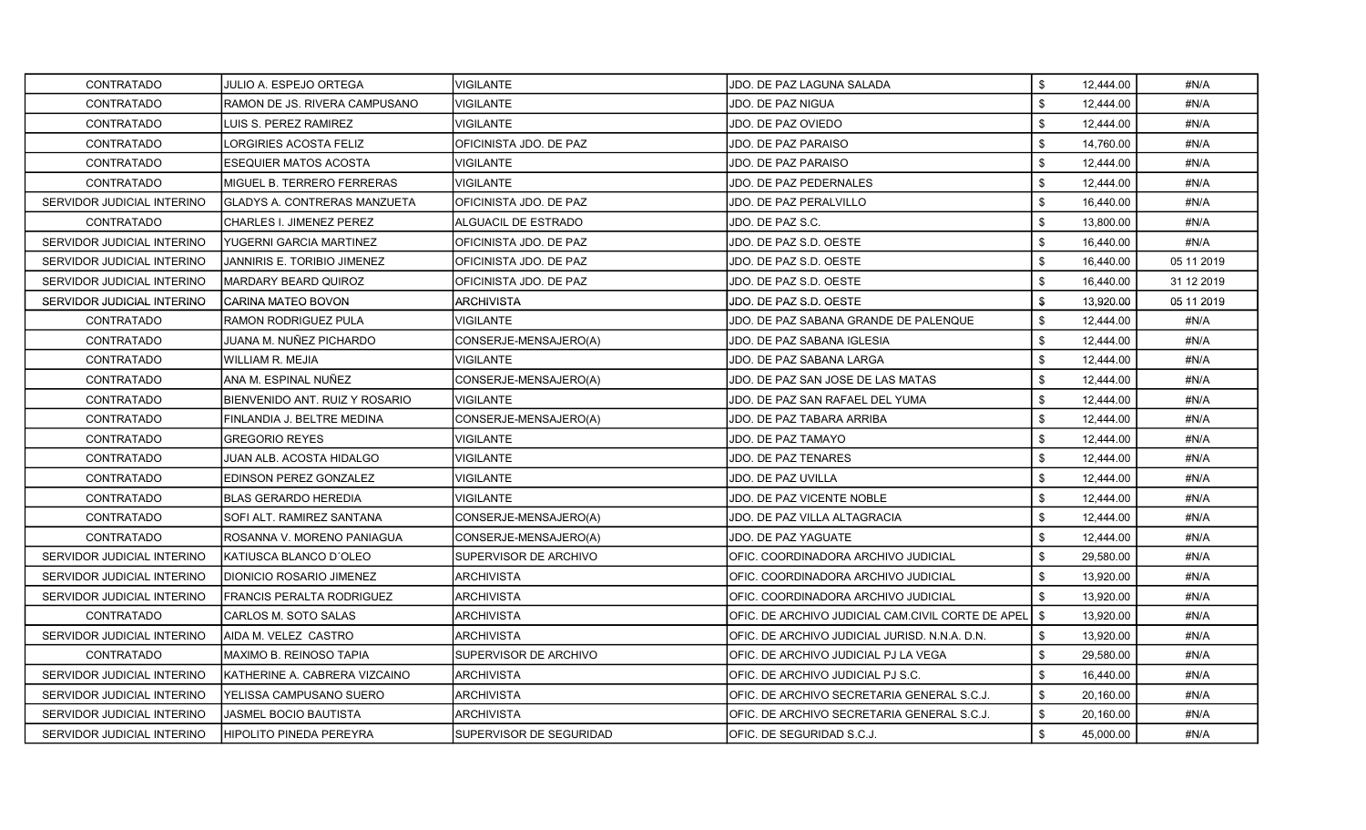| | | | | | | |
|---|---|---|---|---|---|---|
| CONTRATADO | JULIO A. ESPEJO ORTEGA | VIGILANTE | JDO. DE PAZ LAGUNA SALADA | $ | 12,444.00 | #N/A |
| CONTRATADO | RAMON DE JS. RIVERA CAMPUSANO | VIGILANTE | JDO. DE PAZ NIGUA | $ | 12,444.00 | #N/A |
| CONTRATADO | LUIS S. PEREZ RAMIREZ | VIGILANTE | JDO. DE PAZ OVIEDO | $ | 12,444.00 | #N/A |
| CONTRATADO | LORGIRIES ACOSTA FELIZ | OFICINISTA JDO. DE PAZ | JDO. DE PAZ PARAISO | $ | 14,760.00 | #N/A |
| CONTRATADO | ESEQUIER MATOS ACOSTA | VIGILANTE | JDO. DE PAZ PARAISO | $ | 12,444.00 | #N/A |
| CONTRATADO | MIGUEL B. TERRERO FERRERAS | VIGILANTE | JDO. DE PAZ PEDERNALES | $ | 12,444.00 | #N/A |
| SERVIDOR JUDICIAL INTERINO | GLADYS A. CONTRERAS MANZUETA | OFICINISTA JDO. DE PAZ | JDO. DE PAZ PERALVILLO | $ | 16,440.00 | #N/A |
| CONTRATADO | CHARLES I. JIMENEZ PEREZ | ALGUACIL DE ESTRADO | JDO. DE PAZ S.C. | $ | 13,800.00 | #N/A |
| SERVIDOR JUDICIAL INTERINO | YUGERNI GARCIA MARTINEZ | OFICINISTA JDO. DE PAZ | JDO. DE PAZ S.D. OESTE | $ | 16,440.00 | #N/A |
| SERVIDOR JUDICIAL INTERINO | JANNIRIS E. TORIBIO JIMENEZ | OFICINISTA JDO. DE PAZ | JDO. DE PAZ S.D. OESTE | $ | 16,440.00 | 05 11 2019 |
| SERVIDOR JUDICIAL INTERINO | MARDARY BEARD QUIROZ | OFICINISTA JDO. DE PAZ | JDO. DE PAZ S.D. OESTE | $ | 16,440.00 | 31 12 2019 |
| SERVIDOR JUDICIAL INTERINO | CARINA MATEO BOVON | ARCHIVISTA | JDO. DE PAZ S.D. OESTE | $ | 13,920.00 | 05 11 2019 |
| CONTRATADO | RAMON RODRIGUEZ PULA | VIGILANTE | JDO. DE PAZ SABANA GRANDE DE PALENQUE | $ | 12,444.00 | #N/A |
| CONTRATADO | JUANA M. NUÑEZ PICHARDO | CONSERJE-MENSAJERO(A) | JDO. DE PAZ SABANA IGLESIA | $ | 12,444.00 | #N/A |
| CONTRATADO | WILLIAM R. MEJIA | VIGILANTE | JDO. DE PAZ SABANA LARGA | $ | 12,444.00 | #N/A |
| CONTRATADO | ANA M. ESPINAL NUÑEZ | CONSERJE-MENSAJERO(A) | JDO. DE PAZ SAN JOSE DE LAS MATAS | $ | 12,444.00 | #N/A |
| CONTRATADO | BIENVENIDO ANT. RUIZ Y ROSARIO | VIGILANTE | JDO. DE PAZ SAN RAFAEL DEL YUMA | $ | 12,444.00 | #N/A |
| CONTRATADO | FINLANDIA J. BELTRE MEDINA | CONSERJE-MENSAJERO(A) | JDO. DE PAZ TABARA ARRIBA | $ | 12,444.00 | #N/A |
| CONTRATADO | GREGORIO REYES | VIGILANTE | JDO. DE PAZ TAMAYO | $ | 12,444.00 | #N/A |
| CONTRATADO | JUAN ALB. ACOSTA HIDALGO | VIGILANTE | JDO. DE PAZ TENARES | $ | 12,444.00 | #N/A |
| CONTRATADO | EDINSON PEREZ GONZALEZ | VIGILANTE | JDO. DE PAZ UVILLA | $ | 12,444.00 | #N/A |
| CONTRATADO | BLAS GERARDO HEREDIA | VIGILANTE | JDO. DE PAZ VICENTE NOBLE | $ | 12,444.00 | #N/A |
| CONTRATADO | SOFI ALT. RAMIREZ SANTANA | CONSERJE-MENSAJERO(A) | JDO. DE PAZ VILLA ALTAGRACIA | $ | 12,444.00 | #N/A |
| CONTRATADO | ROSANNA V. MORENO PANIAGUA | CONSERJE-MENSAJERO(A) | JDO. DE PAZ YAGUATE | $ | 12,444.00 | #N/A |
| SERVIDOR JUDICIAL INTERINO | KATIUSCA BLANCO D´OLEO | SUPERVISOR DE ARCHIVO | OFIC. COORDINADORA ARCHIVO JUDICIAL | $ | 29,580.00 | #N/A |
| SERVIDOR JUDICIAL INTERINO | DIONICIO ROSARIO JIMENEZ | ARCHIVISTA | OFIC. COORDINADORA ARCHIVO JUDICIAL | $ | 13,920.00 | #N/A |
| SERVIDOR JUDICIAL INTERINO | FRANCIS PERALTA RODRIGUEZ | ARCHIVISTA | OFIC. COORDINADORA ARCHIVO JUDICIAL | $ | 13,920.00 | #N/A |
| CONTRATADO | CARLOS M. SOTO SALAS | ARCHIVISTA | OFIC. DE ARCHIVO JUDICIAL CAM.CIVIL CORTE DE APEL | $ | 13,920.00 | #N/A |
| SERVIDOR JUDICIAL INTERINO | AIDA M. VELEZ CASTRO | ARCHIVISTA | OFIC. DE ARCHIVO JUDICIAL JURISD. N.N.A. D.N. | $ | 13,920.00 | #N/A |
| CONTRATADO | MAXIMO B. REINOSO TAPIA | SUPERVISOR DE ARCHIVO | OFIC. DE ARCHIVO JUDICIAL PJ LA VEGA | $ | 29,580.00 | #N/A |
| SERVIDOR JUDICIAL INTERINO | KATHERINE A. CABRERA VIZCAINO | ARCHIVISTA | OFIC. DE ARCHIVO JUDICIAL PJ S.C. | $ | 16,440.00 | #N/A |
| SERVIDOR JUDICIAL INTERINO | YELISSA CAMPUSANO SUERO | ARCHIVISTA | OFIC. DE ARCHIVO SECRETARIA GENERAL S.C.J. | $ | 20,160.00 | #N/A |
| SERVIDOR JUDICIAL INTERINO | JASMEL BOCIO BAUTISTA | ARCHIVISTA | OFIC. DE ARCHIVO SECRETARIA GENERAL S.C.J. | $ | 20,160.00 | #N/A |
| SERVIDOR JUDICIAL INTERINO | HIPOLITO PINEDA PEREYRA | SUPERVISOR DE SEGURIDAD | OFIC. DE SEGURIDAD S.C.J. | $ | 45,000.00 | #N/A |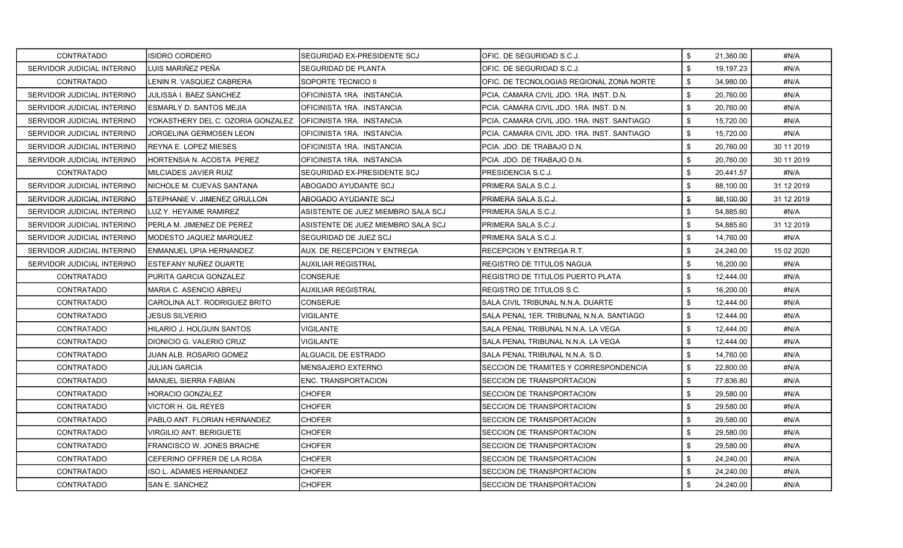| CONTRATADO | ISIDRO CORDERO | SEGURIDAD EX-PRESIDENTE SCJ | OFIC. DE SEGURIDAD S.C.J. | $ | 21,360.00 | #N/A |
|---|---|---|---|---|---|---|
| SERVIDOR JUDICIAL INTERINO | LUIS MARIÑEZ PEÑA | SEGURIDAD DE PLANTA | OFIC. DE SEGURIDAD S.C.J. | $ | 19,197.23 | #N/A |
| CONTRATADO | LENIN R. VASQUEZ CABRERA | SOPORTE TECNICO II | OFIC. DE TECNOLOGIAS REGIONAL ZONA NORTE | $ | 34,980.00 | #N/A |
| SERVIDOR JUDICIAL INTERINO | JULISSA I. BAEZ SANCHEZ | OFICINISTA 1RA. INSTANCIA | PCIA. CAMARA CIVIL JDO. 1RA. INST. D.N. | $ | 20,760.00 | #N/A |
| SERVIDOR JUDICIAL INTERINO | ESMARLY D. SANTOS MEJIA | OFICINISTA 1RA. INSTANCIA | PCIA. CAMARA CIVIL JDO. 1RA. INST. D.N. | $ | 20,760.00 | #N/A |
| SERVIDOR JUDICIAL INTERINO | YOKASTHERY DEL C. OZORIA GONZALEZ | OFICINISTA 1RA. INSTANCIA | PCIA. CAMARA CIVIL JDO. 1RA. INST. SANTIAGO | $ | 15,720.00 | #N/A |
| SERVIDOR JUDICIAL INTERINO | JORGELINA GERMOSEN LEON | OFICINISTA 1RA. INSTANCIA | PCIA. CAMARA CIVIL JDO. 1RA. INST. SANTIAGO | $ | 15,720.00 | #N/A |
| SERVIDOR JUDICIAL INTERINO | REYNA E. LOPEZ MIESES | OFICINISTA 1RA. INSTANCIA | PCIA. JDO. DE TRABAJO D.N. | $ | 20,760.00 | 30 11 2019 |
| SERVIDOR JUDICIAL INTERINO | HORTENSIA N. ACOSTA PEREZ | OFICINISTA 1RA. INSTANCIA | PCIA. JDO. DE TRABAJO D.N. | $ | 20,760.00 | 30 11 2019 |
| CONTRATADO | MILCIADES JAVIER RUIZ | SEGURIDAD EX-PRESIDENTE SCJ | PRESIDENCIA S.C.J. | $ | 20,441.57 | #N/A |
| SERVIDOR JUDICIAL INTERINO | NICHOLE M. CUEVAS SANTANA | ABOGADO AYUDANTE SCJ | PRIMERA SALA S.C.J. | $ | 88,100.00 | 31 12 2019 |
| SERVIDOR JUDICIAL INTERINO | STEPHANIE V. JIMENEZ GRULLON | ABOGADO AYUDANTE SCJ | PRIMERA SALA S.C.J. | $ | 88,100.00 | 31 12 2019 |
| SERVIDOR JUDICIAL INTERINO | LUZ Y. HEYAIME RAMIREZ | ASISTENTE DE JUEZ MIEMBRO SALA SCJ | PRIMERA SALA S.C.J. | $ | 54,885.60 | #N/A |
| SERVIDOR JUDICIAL INTERINO | PERLA M. JIMENEZ DE PEREZ | ASISTENTE DE JUEZ MIEMBRO SALA SCJ | PRIMERA SALA S.C.J. | $ | 54,885.60 | 31 12 2019 |
| SERVIDOR JUDICIAL INTERINO | MODESTO JAQUEZ MARQUEZ | SEGURIDAD DE JUEZ SCJ | PRIMERA SALA S.C.J. | $ | 14,760.00 | #N/A |
| SERVIDOR JUDICIAL INTERINO | ENMANUEL UPIA HERNANDEZ | AUX. DE RECEPCION Y ENTREGA | RECEPCION Y ENTREGA R.T. | $ | 24,240.00 | 15 02 2020 |
| SERVIDOR JUDICIAL INTERINO | ESTEFANY NUÑEZ DUARTE | AUXILIAR REGISTRAL | REGISTRO DE TITULOS NAGUA | $ | 16,200.00 | #N/A |
| CONTRATADO | PURITA GARCIA GONZALEZ | CONSERJE | REGISTRO DE TITULOS PUERTO PLATA | $ | 12,444.00 | #N/A |
| CONTRATADO | MARIA C. ASENCIO ABREU | AUXILIAR REGISTRAL | REGISTRO DE TITULOS S.C. | $ | 16,200.00 | #N/A |
| CONTRATADO | CAROLINA ALT. RODRIGUEZ BRITO | CONSERJE | SALA CIVIL TRIBUNAL N.N.A. DUARTE | $ | 12,444.00 | #N/A |
| CONTRATADO | JESUS SILVERIO | VIGILANTE | SALA PENAL 1ER. TRIBUNAL N.N.A. SANTIAGO | $ | 12,444.00 | #N/A |
| CONTRATADO | HILARIO J. HOLGUIN SANTOS | VIGILANTE | SALA PENAL TRIBUNAL N.N.A. LA VEGA | $ | 12,444.00 | #N/A |
| CONTRATADO | DIONICIO G. VALERIO CRUZ | VIGILANTE | SALA PENAL TRIBUNAL N.N.A. LA VEGA | $ | 12,444.00 | #N/A |
| CONTRATADO | JUAN ALB. ROSARIO GOMEZ | ALGUACIL DE ESTRADO | SALA PENAL TRIBUNAL N.N.A. S.D. | $ | 14,760.00 | #N/A |
| CONTRATADO | JULIAN GARCIA | MENSAJERO EXTERNO | SECCION DE TRAMITES Y CORRESPONDENCIA | $ | 22,800.00 | #N/A |
| CONTRATADO | MANUEL SIERRA FABIAN | ENC. TRANSPORTACION | SECCION DE TRANSPORTACION | $ | 77,836.80 | #N/A |
| CONTRATADO | HORACIO GONZALEZ | CHOFER | SECCION DE TRANSPORTACION | $ | 29,580.00 | #N/A |
| CONTRATADO | VICTOR H. GIL REYES | CHOFER | SECCION DE TRANSPORTACION | $ | 29,580.00 | #N/A |
| CONTRATADO | PABLO ANT. FLORIAN HERNANDEZ | CHOFER | SECCION DE TRANSPORTACION | $ | 29,580.00 | #N/A |
| CONTRATADO | VIRGILIO ANT. BERIGUETE | CHOFER | SECCION DE TRANSPORTACION | $ | 29,580.00 | #N/A |
| CONTRATADO | FRANCISCO W. JONES BRACHE | CHOFER | SECCION DE TRANSPORTACION | $ | 29,580.00 | #N/A |
| CONTRATADO | CEFERINO OFFRER DE LA ROSA | CHOFER | SECCION DE TRANSPORTACION | $ | 24,240.00 | #N/A |
| CONTRATADO | ISO L. ADAMES HERNANDEZ | CHOFER | SECCION DE TRANSPORTACION | $ | 24,240.00 | #N/A |
| CONTRATADO | SAN E. SANCHEZ | CHOFER | SECCION DE TRANSPORTACION | $ | 24,240.00 | #N/A |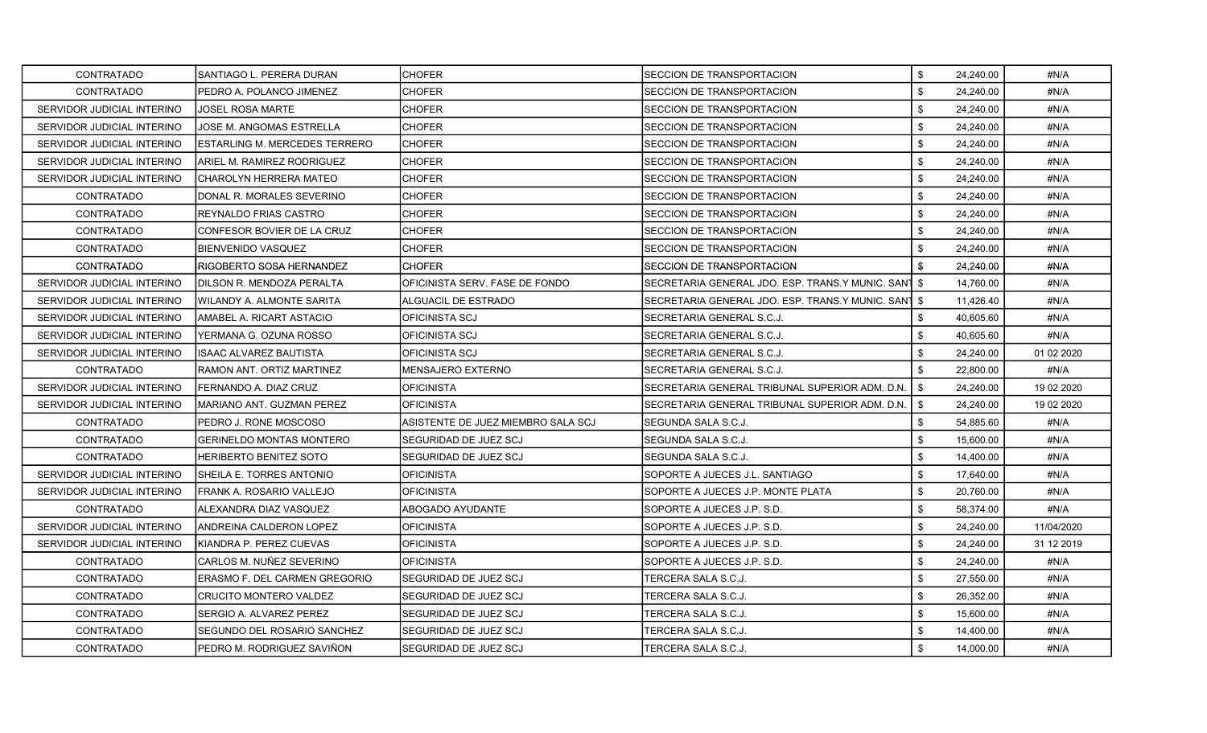| CONTRATADO | SANTIAGO L. PERERA DURAN | CHOFER | SECCION DE TRANSPORTACION | $ | 24,240.00 | #N/A |
|---|---|---|---|---|---|---|
| CONTRATADO | PEDRO A. POLANCO JIMENEZ | CHOFER | SECCION DE TRANSPORTACION | $ | 24,240.00 | #N/A |
| SERVIDOR JUDICIAL INTERINO | JOSEL ROSA MARTE | CHOFER | SECCION DE TRANSPORTACION | $ | 24,240.00 | #N/A |
| SERVIDOR JUDICIAL INTERINO | JOSE M. ANGOMAS ESTRELLA | CHOFER | SECCION DE TRANSPORTACION | $ | 24,240.00 | #N/A |
| SERVIDOR JUDICIAL INTERINO | ESTARLING M. MERCEDES TERRERO | CHOFER | SECCION DE TRANSPORTACION | $ | 24,240.00 | #N/A |
| SERVIDOR JUDICIAL INTERINO | ARIEL M. RAMIREZ RODRIGUEZ | CHOFER | SECCION DE TRANSPORTACION | $ | 24,240.00 | #N/A |
| SERVIDOR JUDICIAL INTERINO | CHAROLYN HERRERA MATEO | CHOFER | SECCION DE TRANSPORTACION | $ | 24,240.00 | #N/A |
| CONTRATADO | DONAL R. MORALES SEVERINO | CHOFER | SECCION DE TRANSPORTACION | $ | 24,240.00 | #N/A |
| CONTRATADO | REYNALDO FRIAS CASTRO | CHOFER | SECCION DE TRANSPORTACION | $ | 24,240.00 | #N/A |
| CONTRATADO | CONFESOR BOVIER DE LA CRUZ | CHOFER | SECCION DE TRANSPORTACION | $ | 24,240.00 | #N/A |
| CONTRATADO | BIENVENIDO VASQUEZ | CHOFER | SECCION DE TRANSPORTACION | $ | 24,240.00 | #N/A |
| CONTRATADO | RIGOBERTO SOSA HERNANDEZ | CHOFER | SECCION DE TRANSPORTACION | $ | 24,240.00 | #N/A |
| SERVIDOR JUDICIAL INTERINO | DILSON R. MENDOZA PERALTA | OFICINISTA SERV. FASE DE FONDO | SECRETARIA GENERAL JDO. ESP. TRANS.Y MUNIC. SANT | $ | 14,760.00 | #N/A |
| SERVIDOR JUDICIAL INTERINO | WILANDY A. ALMONTE SARITA | ALGUACIL DE ESTRADO | SECRETARIA GENERAL JDO. ESP. TRANS.Y MUNIC. SANT | $ | 11,426.40 | #N/A |
| SERVIDOR JUDICIAL INTERINO | AMABEL A. RICART ASTACIO | OFICINISTA SCJ | SECRETARIA GENERAL S.C.J. | $ | 40,605.60 | #N/A |
| SERVIDOR JUDICIAL INTERINO | YERMANA G. OZUNA ROSSO | OFICINISTA SCJ | SECRETARIA GENERAL S.C.J. | $ | 40,605.60 | #N/A |
| SERVIDOR JUDICIAL INTERINO | ISAAC ALVAREZ BAUTISTA | OFICINISTA SCJ | SECRETARIA GENERAL S.C.J. | $ | 24,240.00 | 01 02 2020 |
| CONTRATADO | RAMON ANT. ORTIZ MARTINEZ | MENSAJERO EXTERNO | SECRETARIA GENERAL S.C.J. | $ | 22,800.00 | #N/A |
| SERVIDOR JUDICIAL INTERINO | FERNANDO A. DIAZ CRUZ | OFICINISTA | SECRETARIA GENERAL TRIBUNAL SUPERIOR ADM. D.N. | $ | 24,240.00 | 19 02 2020 |
| SERVIDOR JUDICIAL INTERINO | MARIANO ANT. GUZMAN PEREZ | OFICINISTA | SECRETARIA GENERAL TRIBUNAL SUPERIOR ADM. D.N. | $ | 24,240.00 | 19 02 2020 |
| CONTRATADO | PEDRO J. RONE MOSCOSO | ASISTENTE DE JUEZ MIEMBRO SALA SCJ | SEGUNDA SALA S.C.J. | $ | 54,885.60 | #N/A |
| CONTRATADO | GERINELDO MONTAS MONTERO | SEGURIDAD DE JUEZ SCJ | SEGUNDA SALA S.C.J. | $ | 15,600.00 | #N/A |
| CONTRATADO | HERIBERTO BENITEZ SOTO | SEGURIDAD DE JUEZ SCJ | SEGUNDA SALA S.C.J. | $ | 14,400.00 | #N/A |
| SERVIDOR JUDICIAL INTERINO | SHEILA E. TORRES ANTONIO | OFICINISTA | SOPORTE A JUECES J.L. SANTIAGO | $ | 17,640.00 | #N/A |
| SERVIDOR JUDICIAL INTERINO | FRANK A. ROSARIO VALLEJO | OFICINISTA | SOPORTE A JUECES J.P. MONTE PLATA | $ | 20,760.00 | #N/A |
| CONTRATADO | ALEXANDRA DIAZ VASQUEZ | ABOGADO AYUDANTE | SOPORTE A JUECES J.P. S.D. | $ | 58,374.00 | #N/A |
| SERVIDOR JUDICIAL INTERINO | ANDREINA CALDERON LOPEZ | OFICINISTA | SOPORTE A JUECES J.P. S.D. | $ | 24,240.00 | 11/04/2020 |
| SERVIDOR JUDICIAL INTERINO | KIANDRA P. PEREZ CUEVAS | OFICINISTA | SOPORTE A JUECES J.P. S.D. | $ | 24,240.00 | 31 12 2019 |
| CONTRATADO | CARLOS M. NUÑEZ SEVERINO | OFICINISTA | SOPORTE A JUECES J.P. S.D. | $ | 24,240.00 | #N/A |
| CONTRATADO | ERASMO F. DEL CARMEN GREGORIO | SEGURIDAD DE JUEZ SCJ | TERCERA SALA S.C.J. | $ | 27,550.00 | #N/A |
| CONTRATADO | CRUCITO MONTERO VALDEZ | SEGURIDAD DE JUEZ SCJ | TERCERA SALA S.C.J. | $ | 26,352.00 | #N/A |
| CONTRATADO | SERGIO A. ALVAREZ PEREZ | SEGURIDAD DE JUEZ SCJ | TERCERA SALA S.C.J. | $ | 15,600.00 | #N/A |
| CONTRATADO | SEGUNDO DEL ROSARIO SANCHEZ | SEGURIDAD DE JUEZ SCJ | TERCERA SALA S.C.J. | $ | 14,400.00 | #N/A |
| CONTRATADO | PEDRO M. RODRIGUEZ SAVIÑON | SEGURIDAD DE JUEZ SCJ | TERCERA SALA S.C.J. | $ | 14,000.00 | #N/A |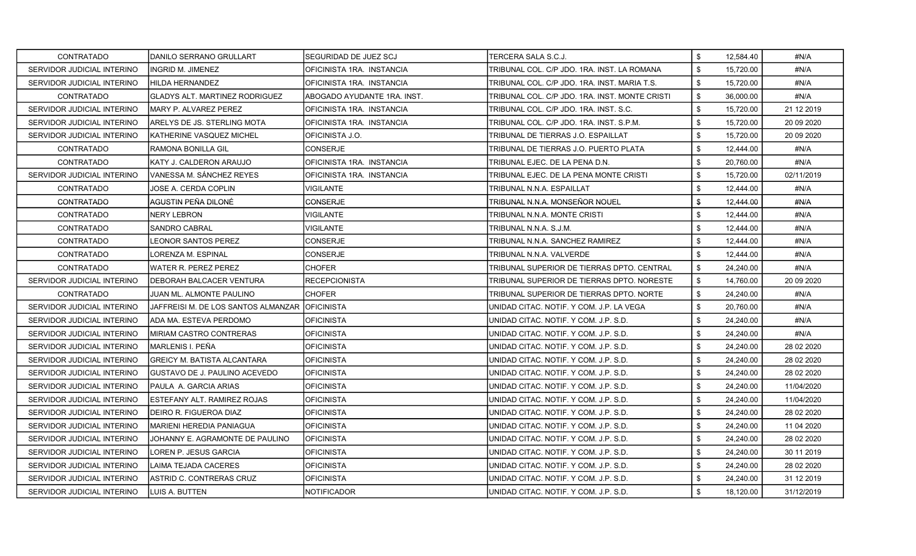| CONTRATADO | DANILO SERRANO GRULLART | SEGURIDAD DE JUEZ SCJ | TERCERA SALA S.C.J. | $ | 12,584.40 | #N/A |
|---|---|---|---|---|---|---|
| SERVIDOR JUDICIAL INTERINO | INGRID M. JIMENEZ | OFICINISTA 1RA. INSTANCIA | TRIBUNAL COL. C/P JDO. 1RA. INST. LA ROMANA | $ | 15,720.00 | #N/A |
| SERVIDOR JUDICIAL INTERINO | HILDA HERNANDEZ | OFICINISTA 1RA. INSTANCIA | TRIBUNAL COL. C/P JDO. 1RA. INST. MARIA T.S. | $ | 15,720.00 | #N/A |
| CONTRATADO | GLADYS ALT. MARTINEZ RODRIGUEZ | ABOGADO AYUDANTE 1RA. INST. | TRIBUNAL COL. C/P JDO. 1RA. INST. MONTE CRISTI | $ | 36,000.00 | #N/A |
| SERVIDOR JUDICIAL INTERINO | MARY P. ALVAREZ PEREZ | OFICINISTA 1RA. INSTANCIA | TRIBUNAL COL. C/P JDO. 1RA. INST. S.C. | $ | 15,720.00 | 21 12 2019 |
| SERVIDOR JUDICIAL INTERINO | ARELYS DE JS. STERLING MOTA | OFICINISTA 1RA. INSTANCIA | TRIBUNAL COL. C/P JDO. 1RA. INST. S.P.M. | $ | 15,720.00 | 20 09 2020 |
| SERVIDOR JUDICIAL INTERINO | KATHERINE VASQUEZ MICHEL | OFICINISTA J.O. | TRIBUNAL DE TIERRAS J.O. ESPAILLAT | $ | 15,720.00 | 20 09 2020 |
| CONTRATADO | RAMONA BONILLA GIL | CONSERJE | TRIBUNAL DE TIERRAS J.O. PUERTO PLATA | $ | 12,444.00 | #N/A |
| CONTRATADO | KATY J. CALDERON ARAUJO | OFICINISTA 1RA. INSTANCIA | TRIBUNAL EJEC. DE LA PENA D.N. | $ | 20,760.00 | #N/A |
| SERVIDOR JUDICIAL INTERINO | VANESSA M. SÁNCHEZ REYES | OFICINISTA 1RA. INSTANCIA | TRIBUNAL EJEC. DE LA PENA MONTE CRISTI | $ | 15,720.00 | 02/11/2019 |
| CONTRATADO | JOSE A. CERDA COPLIN | VIGILANTE | TRIBUNAL N.N.A. ESPAILLAT | $ | 12,444.00 | #N/A |
| CONTRATADO | AGUSTIN PEÑA DILONÉ | CONSERJE | TRIBUNAL N.N.A. MONSEÑOR NOUEL | $ | 12,444.00 | #N/A |
| CONTRATADO | NERY LEBRON | VIGILANTE | TRIBUNAL N.N.A. MONTE CRISTI | $ | 12,444.00 | #N/A |
| CONTRATADO | SANDRO CABRAL | VIGILANTE | TRIBUNAL N.N.A. S.J.M. | $ | 12,444.00 | #N/A |
| CONTRATADO | LEONOR SANTOS PEREZ | CONSERJE | TRIBUNAL N.N.A. SANCHEZ RAMIREZ | $ | 12,444.00 | #N/A |
| CONTRATADO | LORENZA M. ESPINAL | CONSERJE | TRIBUNAL N.N.A. VALVERDE | $ | 12,444.00 | #N/A |
| CONTRATADO | WATER R. PEREZ PEREZ | CHOFER | TRIBUNAL SUPERIOR DE TIERRAS DPTO. CENTRAL | $ | 24,240.00 | #N/A |
| SERVIDOR JUDICIAL INTERINO | DEBORAH BALCACER VENTURA | RECEPCIONISTA | TRIBUNAL SUPERIOR DE TIERRAS DPTO. NORESTE | $ | 14,760.00 | 20 09 2020 |
| CONTRATADO | JUAN ML. ALMONTE PAULINO | CHOFER | TRIBUNAL SUPERIOR DE TIERRAS DPTO. NORTE | $ | 24,240.00 | #N/A |
| SERVIDOR JUDICIAL INTERINO | JAFFREISI M. DE LOS SANTOS ALMANZAR | OFICINISTA | UNIDAD CITAC. NOTIF. Y COM. J.P. LA VEGA | $ | 20,760.00 | #N/A |
| SERVIDOR JUDICIAL INTERINO | ADA MA. ESTEVA PERDOMO | OFICINISTA | UNIDAD CITAC. NOTIF. Y COM. J.P. S.D. | $ | 24,240.00 | #N/A |
| SERVIDOR JUDICIAL INTERINO | MIRIAM CASTRO CONTRERAS | OFICINISTA | UNIDAD CITAC. NOTIF. Y COM. J.P. S.D. | $ | 24,240.00 | #N/A |
| SERVIDOR JUDICIAL INTERINO | MARLENIS I. PEÑA | OFICINISTA | UNIDAD CITAC. NOTIF. Y COM. J.P. S.D. | $ | 24,240.00 | 28 02 2020 |
| SERVIDOR JUDICIAL INTERINO | GREICY M. BATISTA ALCANTARA | OFICINISTA | UNIDAD CITAC. NOTIF. Y COM. J.P. S.D. | $ | 24,240.00 | 28 02 2020 |
| SERVIDOR JUDICIAL INTERINO | GUSTAVO DE J. PAULINO ACEVEDO | OFICINISTA | UNIDAD CITAC. NOTIF. Y COM. J.P. S.D. | $ | 24,240.00 | 28 02 2020 |
| SERVIDOR JUDICIAL INTERINO | PAULA A. GARCIA ARIAS | OFICINISTA | UNIDAD CITAC. NOTIF. Y COM. J.P. S.D. | $ | 24,240.00 | 11/04/2020 |
| SERVIDOR JUDICIAL INTERINO | ESTEFANY ALT. RAMIREZ ROJAS | OFICINISTA | UNIDAD CITAC. NOTIF. Y COM. J.P. S.D. | $ | 24,240.00 | 11/04/2020 |
| SERVIDOR JUDICIAL INTERINO | DEIRO R. FIGUEROA DIAZ | OFICINISTA | UNIDAD CITAC. NOTIF. Y COM. J.P. S.D. | $ | 24,240.00 | 28 02 2020 |
| SERVIDOR JUDICIAL INTERINO | MARIENI HEREDIA PANIAGUA | OFICINISTA | UNIDAD CITAC. NOTIF. Y COM. J.P. S.D. | $ | 24,240.00 | 11 04 2020 |
| SERVIDOR JUDICIAL INTERINO | JOHANNY E. AGRAMONTE DE PAULINO | OFICINISTA | UNIDAD CITAC. NOTIF. Y COM. J.P. S.D. | $ | 24,240.00 | 28 02 2020 |
| SERVIDOR JUDICIAL INTERINO | LOREN P. JESUS GARCIA | OFICINISTA | UNIDAD CITAC. NOTIF. Y COM. J.P. S.D. | $ | 24,240.00 | 30 11 2019 |
| SERVIDOR JUDICIAL INTERINO | LAIMA TEJADA CACERES | OFICINISTA | UNIDAD CITAC. NOTIF. Y COM. J.P. S.D. | $ | 24,240.00 | 28 02 2020 |
| SERVIDOR JUDICIAL INTERINO | ASTRID C. CONTRERAS CRUZ | OFICINISTA | UNIDAD CITAC. NOTIF. Y COM. J.P. S.D. | $ | 24,240.00 | 31 12 2019 |
| SERVIDOR JUDICIAL INTERINO | LUIS A. BUTTEN | NOTIFICADOR | UNIDAD CITAC. NOTIF. Y COM. J.P. S.D. | $ | 18,120.00 | 31/12/2019 |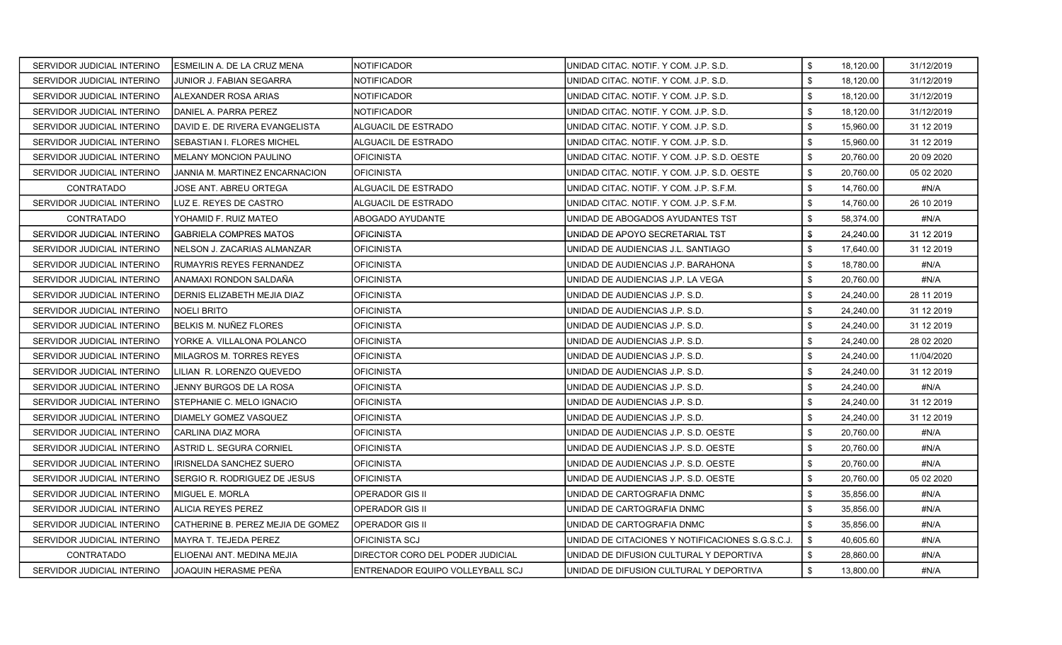| | | | | | | |
|---|---|---|---|---|---|---|
| SERVIDOR JUDICIAL INTERINO | ESMEILIN A. DE LA CRUZ MENA | NOTIFICADOR | UNIDAD CITAC. NOTIF. Y COM. J.P. S.D. | $ | 18,120.00 | 31/12/2019 |
| SERVIDOR JUDICIAL INTERINO | JUNIOR J. FABIAN SEGARRA | NOTIFICADOR | UNIDAD CITAC. NOTIF. Y COM. J.P. S.D. | $ | 18,120.00 | 31/12/2019 |
| SERVIDOR JUDICIAL INTERINO | ALEXANDER ROSA ARIAS | NOTIFICADOR | UNIDAD CITAC. NOTIF. Y COM. J.P. S.D. | $ | 18,120.00 | 31/12/2019 |
| SERVIDOR JUDICIAL INTERINO | DANIEL A. PARRA PEREZ | NOTIFICADOR | UNIDAD CITAC. NOTIF. Y COM. J.P. S.D. | $ | 18,120.00 | 31/12/2019 |
| SERVIDOR JUDICIAL INTERINO | DAVID E. DE RIVERA EVANGELISTA | ALGUACIL DE ESTRADO | UNIDAD CITAC. NOTIF. Y COM. J.P. S.D. | $ | 15,960.00 | 31 12 2019 |
| SERVIDOR JUDICIAL INTERINO | SEBASTIAN I. FLORES MICHEL | ALGUACIL DE ESTRADO | UNIDAD CITAC. NOTIF. Y COM. J.P. S.D. | $ | 15,960.00 | 31 12 2019 |
| SERVIDOR JUDICIAL INTERINO | MELANY MONCION PAULINO | OFICINISTA | UNIDAD CITAC. NOTIF. Y COM. J.P. S.D. OESTE | $ | 20,760.00 | 20 09 2020 |
| SERVIDOR JUDICIAL INTERINO | JANNIA M. MARTINEZ ENCARNACION | OFICINISTA | UNIDAD CITAC. NOTIF. Y COM. J.P. S.D. OESTE | $ | 20,760.00 | 05 02 2020 |
| CONTRATADO | JOSE ANT. ABREU ORTEGA | ALGUACIL DE ESTRADO | UNIDAD CITAC. NOTIF. Y COM. J.P. S.F.M. | $ | 14,760.00 | #N/A |
| SERVIDOR JUDICIAL INTERINO | LUZ E. REYES DE CASTRO | ALGUACIL DE ESTRADO | UNIDAD CITAC. NOTIF. Y COM. J.P. S.F.M. | $ | 14,760.00 | 26 10 2019 |
| CONTRATADO | YOHAMID F. RUIZ MATEO | ABOGADO AYUDANTE | UNIDAD DE ABOGADOS AYUDANTES TST | $ | 58,374.00 | #N/A |
| SERVIDOR JUDICIAL INTERINO | GABRIELA COMPRES MATOS | OFICINISTA | UNIDAD DE APOYO SECRETARIAL TST | $ | 24,240.00 | 31 12 2019 |
| SERVIDOR JUDICIAL INTERINO | NELSON J. ZACARIAS ALMANZAR | OFICINISTA | UNIDAD DE AUDIENCIAS J.L. SANTIAGO | $ | 17,640.00 | 31 12 2019 |
| SERVIDOR JUDICIAL INTERINO | RUMAYRIS REYES FERNANDEZ | OFICINISTA | UNIDAD DE AUDIENCIAS J.P. BARAHONA | $ | 18,780.00 | #N/A |
| SERVIDOR JUDICIAL INTERINO | ANAMAXI RONDON SALDAÑA | OFICINISTA | UNIDAD DE AUDIENCIAS J.P. LA VEGA | $ | 20,760.00 | #N/A |
| SERVIDOR JUDICIAL INTERINO | DERNIS ELIZABETH MEJIA DIAZ | OFICINISTA | UNIDAD DE AUDIENCIAS J.P. S.D. | $ | 24,240.00 | 28 11 2019 |
| SERVIDOR JUDICIAL INTERINO | NOELI BRITO | OFICINISTA | UNIDAD DE AUDIENCIAS J.P. S.D. | $ | 24,240.00 | 31 12 2019 |
| SERVIDOR JUDICIAL INTERINO | BELKIS M. NUÑEZ FLORES | OFICINISTA | UNIDAD DE AUDIENCIAS J.P. S.D. | $ | 24,240.00 | 31 12 2019 |
| SERVIDOR JUDICIAL INTERINO | YORKE A. VILLALONA POLANCO | OFICINISTA | UNIDAD DE AUDIENCIAS J.P. S.D. | $ | 24,240.00 | 28 02 2020 |
| SERVIDOR JUDICIAL INTERINO | MILAGROS M. TORRES REYES | OFICINISTA | UNIDAD DE AUDIENCIAS J.P. S.D. | $ | 24,240.00 | 11/04/2020 |
| SERVIDOR JUDICIAL INTERINO | LILIAN R. LORENZO QUEVEDO | OFICINISTA | UNIDAD DE AUDIENCIAS J.P. S.D. | $ | 24,240.00 | 31 12 2019 |
| SERVIDOR JUDICIAL INTERINO | JENNY BURGOS DE LA ROSA | OFICINISTA | UNIDAD DE AUDIENCIAS J.P. S.D. | $ | 24,240.00 | #N/A |
| SERVIDOR JUDICIAL INTERINO | STEPHANIE C. MELO IGNACIO | OFICINISTA | UNIDAD DE AUDIENCIAS J.P. S.D. | $ | 24,240.00 | 31 12 2019 |
| SERVIDOR JUDICIAL INTERINO | DIAMELY GOMEZ VASQUEZ | OFICINISTA | UNIDAD DE AUDIENCIAS J.P. S.D. | $ | 24,240.00 | 31 12 2019 |
| SERVIDOR JUDICIAL INTERINO | CARLINA DIAZ MORA | OFICINISTA | UNIDAD DE AUDIENCIAS J.P. S.D. OESTE | $ | 20,760.00 | #N/A |
| SERVIDOR JUDICIAL INTERINO | ASTRID L. SEGURA CORNIEL | OFICINISTA | UNIDAD DE AUDIENCIAS J.P. S.D. OESTE | $ | 20,760.00 | #N/A |
| SERVIDOR JUDICIAL INTERINO | IRISNELDA SANCHEZ SUERO | OFICINISTA | UNIDAD DE AUDIENCIAS J.P. S.D. OESTE | $ | 20,760.00 | #N/A |
| SERVIDOR JUDICIAL INTERINO | SERGIO R. RODRIGUEZ DE JESUS | OFICINISTA | UNIDAD DE AUDIENCIAS J.P. S.D. OESTE | $ | 20,760.00 | 05 02 2020 |
| SERVIDOR JUDICIAL INTERINO | MIGUEL E. MORLA | OPERADOR GIS II | UNIDAD DE CARTOGRAFIA DNMC | $ | 35,856.00 | #N/A |
| SERVIDOR JUDICIAL INTERINO | ALICIA REYES PEREZ | OPERADOR GIS II | UNIDAD DE CARTOGRAFIA DNMC | $ | 35,856.00 | #N/A |
| SERVIDOR JUDICIAL INTERINO | CATHERINE B. PEREZ MEJIA DE GOMEZ | OPERADOR GIS II | UNIDAD DE CARTOGRAFIA DNMC | $ | 35,856.00 | #N/A |
| SERVIDOR JUDICIAL INTERINO | MAYRA T. TEJEDA PEREZ | OFICINISTA SCJ | UNIDAD DE CITACIONES Y NOTIFICACIONES S.G.S.C.J. | $ | 40,605.60 | #N/A |
| CONTRATADO | ELIOENAI ANT. MEDINA MEJIA | DIRECTOR CORO DEL PODER JUDICIAL | UNIDAD DE DIFUSION CULTURAL Y DEPORTIVA | $ | 28,860.00 | #N/A |
| SERVIDOR JUDICIAL INTERINO | JOAQUIN HERASME PEÑA | ENTRENADOR EQUIPO VOLLEYBALL SCJ | UNIDAD DE DIFUSION CULTURAL Y DEPORTIVA | $ | 13,800.00 | #N/A |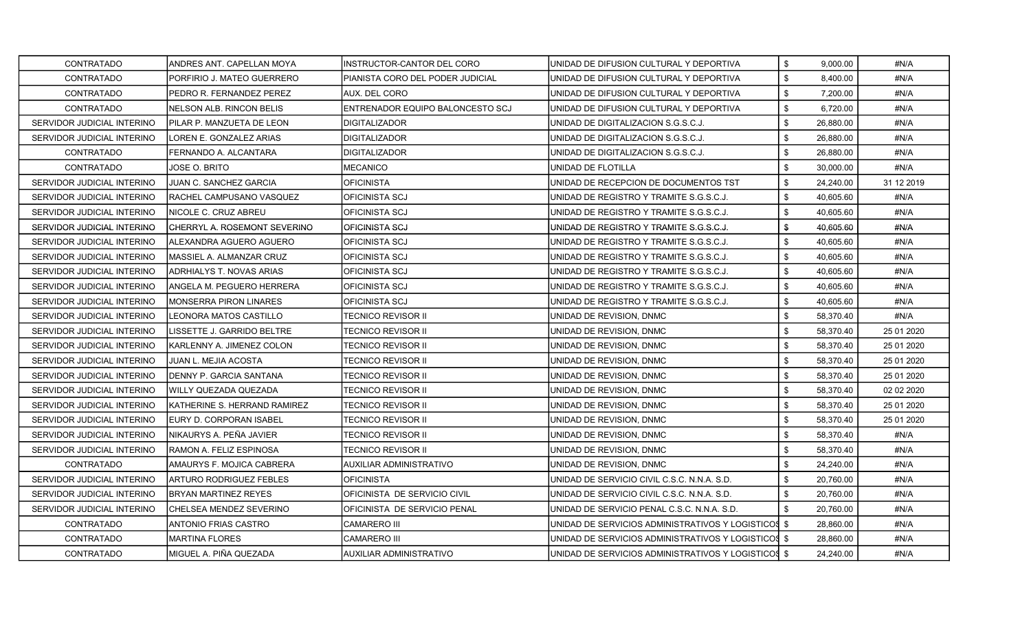| | | | | | |
|---|---|---|---|---|---|
| CONTRATADO | ANDRES ANT. CAPELLAN MOYA | INSTRUCTOR-CANTOR DEL CORO | UNIDAD DE DIFUSION CULTURAL Y DEPORTIVA | $ 9,000.00 | #N/A |
| CONTRATADO | PORFIRIO J. MATEO GUERRERO | PIANISTA CORO DEL PODER JUDICIAL | UNIDAD DE DIFUSION CULTURAL Y DEPORTIVA | $ 8,400.00 | #N/A |
| CONTRATADO | PEDRO R. FERNANDEZ PEREZ | AUX. DEL CORO | UNIDAD DE DIFUSION CULTURAL Y DEPORTIVA | $ 7,200.00 | #N/A |
| CONTRATADO | NELSON ALB. RINCON BELIS | ENTRENADOR EQUIPO BALONCESTO SCJ | UNIDAD DE DIFUSION CULTURAL Y DEPORTIVA | $ 6,720.00 | #N/A |
| SERVIDOR JUDICIAL INTERINO | PILAR P. MANZUETA DE LEON | DIGITALIZADOR | UNIDAD DE DIGITALIZACION S.G.S.C.J. | $ 26,880.00 | #N/A |
| SERVIDOR JUDICIAL INTERINO | LOREN E. GONZALEZ ARIAS | DIGITALIZADOR | UNIDAD DE DIGITALIZACION S.G.S.C.J. | $ 26,880.00 | #N/A |
| CONTRATADO | FERNANDO A. ALCANTARA | DIGITALIZADOR | UNIDAD DE DIGITALIZACION S.G.S.C.J. | $ 26,880.00 | #N/A |
| CONTRATADO | JOSE O. BRITO | MECANICO | UNIDAD DE FLOTILLA | $ 30,000.00 | #N/A |
| SERVIDOR JUDICIAL INTERINO | JUAN C. SANCHEZ GARCIA | OFICINISTA | UNIDAD DE RECEPCION DE DOCUMENTOS TST | $ 24,240.00 | 31 12 2019 |
| SERVIDOR JUDICIAL INTERINO | RACHEL CAMPUSANO VASQUEZ | OFICINISTA SCJ | UNIDAD DE REGISTRO Y TRAMITE S.G.S.C.J. | $ 40,605.60 | #N/A |
| SERVIDOR JUDICIAL INTERINO | NICOLE C. CRUZ ABREU | OFICINISTA SCJ | UNIDAD DE REGISTRO Y TRAMITE S.G.S.C.J. | $ 40,605.60 | #N/A |
| SERVIDOR JUDICIAL INTERINO | CHERRYL A. ROSEMONT SEVERINO | OFICINISTA SCJ | UNIDAD DE REGISTRO Y TRAMITE S.G.S.C.J. | $ 40,605.60 | #N/A |
| SERVIDOR JUDICIAL INTERINO | ALEXANDRA AGUERO AGUERO | OFICINISTA SCJ | UNIDAD DE REGISTRO Y TRAMITE S.G.S.C.J. | $ 40,605.60 | #N/A |
| SERVIDOR JUDICIAL INTERINO | MASSIEL A. ALMANZAR CRUZ | OFICINISTA SCJ | UNIDAD DE REGISTRO Y TRAMITE S.G.S.C.J. | $ 40,605.60 | #N/A |
| SERVIDOR JUDICIAL INTERINO | ADRHIALYS T. NOVAS ARIAS | OFICINISTA SCJ | UNIDAD DE REGISTRO Y TRAMITE S.G.S.C.J. | $ 40,605.60 | #N/A |
| SERVIDOR JUDICIAL INTERINO | ANGELA M. PEGUERO HERRERA | OFICINISTA SCJ | UNIDAD DE REGISTRO Y TRAMITE S.G.S.C.J. | $ 40,605.60 | #N/A |
| SERVIDOR JUDICIAL INTERINO | MONSERRA PIRON LINARES | OFICINISTA SCJ | UNIDAD DE REGISTRO Y TRAMITE S.G.S.C.J. | $ 40,605.60 | #N/A |
| SERVIDOR JUDICIAL INTERINO | LEONORA MATOS CASTILLO | TECNICO REVISOR II | UNIDAD DE REVISION, DNMC | $ 58,370.40 | #N/A |
| SERVIDOR JUDICIAL INTERINO | LISSETTE J. GARRIDO BELTRE | TECNICO REVISOR II | UNIDAD DE REVISION, DNMC | $ 58,370.40 | 25 01 2020 |
| SERVIDOR JUDICIAL INTERINO | KARLENNY A. JIMENEZ COLON | TECNICO REVISOR II | UNIDAD DE REVISION, DNMC | $ 58,370.40 | 25 01 2020 |
| SERVIDOR JUDICIAL INTERINO | JUAN L. MEJIA ACOSTA | TECNICO REVISOR II | UNIDAD DE REVISION, DNMC | $ 58,370.40 | 25 01 2020 |
| SERVIDOR JUDICIAL INTERINO | DENNY P. GARCIA SANTANA | TECNICO REVISOR II | UNIDAD DE REVISION, DNMC | $ 58,370.40 | 25 01 2020 |
| SERVIDOR JUDICIAL INTERINO | WILLY QUEZADA QUEZADA | TECNICO REVISOR II | UNIDAD DE REVISION, DNMC | $ 58,370.40 | 02 02 2020 |
| SERVIDOR JUDICIAL INTERINO | KATHERINE S. HERRAND RAMIREZ | TECNICO REVISOR II | UNIDAD DE REVISION, DNMC | $ 58,370.40 | 25 01 2020 |
| SERVIDOR JUDICIAL INTERINO | EURY D. CORPORAN ISABEL | TECNICO REVISOR II | UNIDAD DE REVISION, DNMC | $ 58,370.40 | 25 01 2020 |
| SERVIDOR JUDICIAL INTERINO | NIKAURYS A. PEÑA JAVIER | TECNICO REVISOR II | UNIDAD DE REVISION, DNMC | $ 58,370.40 | #N/A |
| SERVIDOR JUDICIAL INTERINO | RAMON A. FELIZ ESPINOSA | TECNICO REVISOR II | UNIDAD DE REVISION, DNMC | $ 58,370.40 | #N/A |
| CONTRATADO | AMAURYS F. MOJICA CABRERA | AUXILIAR ADMINISTRATIVO | UNIDAD DE REVISION, DNMC | $ 24,240.00 | #N/A |
| SERVIDOR JUDICIAL INTERINO | ARTURO RODRIGUEZ FEBLES | OFICINISTA | UNIDAD DE SERVICIO CIVIL C.S.C. N.N.A. S.D. | $ 20,760.00 | #N/A |
| SERVIDOR JUDICIAL INTERINO | BRYAN MARTINEZ REYES | OFICINISTA DE SERVICIO CIVIL | UNIDAD DE SERVICIO CIVIL C.S.C. N.N.A. S.D. | $ 20,760.00 | #N/A |
| SERVIDOR JUDICIAL INTERINO | CHELSEA MENDEZ SEVERINO | OFICINISTA DE SERVICIO PENAL | UNIDAD DE SERVICIO PENAL C.S.C. N.N.A. S.D. | $ 20,760.00 | #N/A |
| CONTRATADO | ANTONIO FRIAS CASTRO | CAMARERO III | UNIDAD DE SERVICIOS ADMINISTRATIVOS Y LOGISTICOS | $ 28,860.00 | #N/A |
| CONTRATADO | MARTINA FLORES | CAMARERO III | UNIDAD DE SERVICIOS ADMINISTRATIVOS Y LOGISTICOS | $ 28,860.00 | #N/A |
| CONTRATADO | MIGUEL A. PIÑA QUEZADA | AUXILIAR ADMINISTRATIVO | UNIDAD DE SERVICIOS ADMINISTRATIVOS Y LOGISTICOS | $ 24,240.00 | #N/A |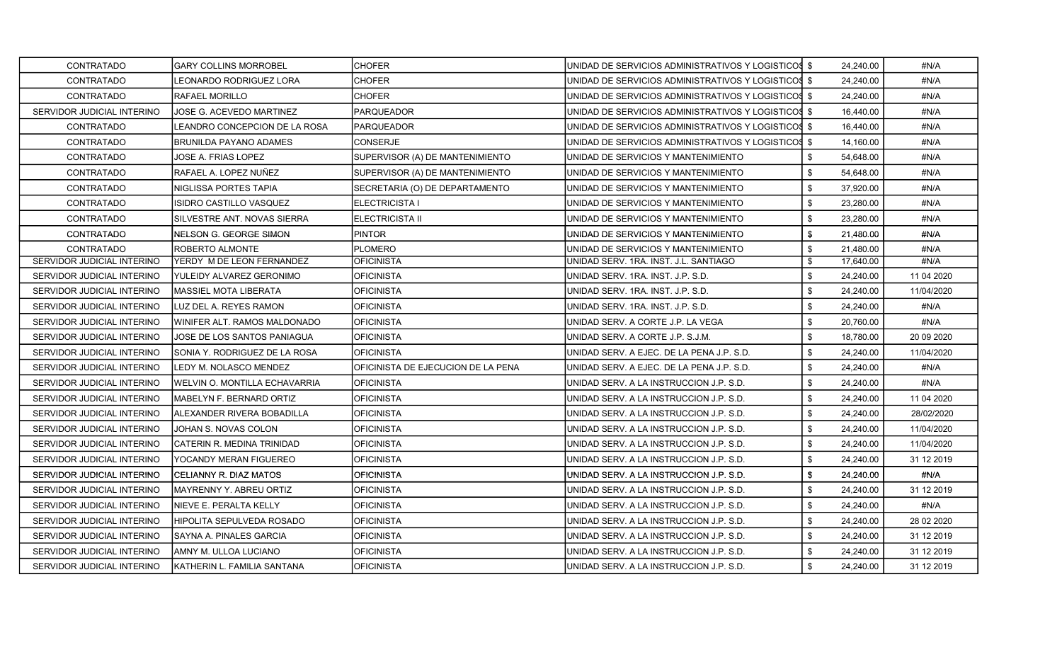| | | | | | | |
|---|---|---|---|---|---|---|
| CONTRATADO | GARY COLLINS MORROBEL | CHOFER | UNIDAD DE SERVICIOS ADMINISTRATIVOS Y LOGISTICOS | $ | 24,240.00 | #N/A |
| CONTRATADO | LEONARDO RODRIGUEZ LORA | CHOFER | UNIDAD DE SERVICIOS ADMINISTRATIVOS Y LOGISTICOS | $ | 24,240.00 | #N/A |
| CONTRATADO | RAFAEL MORILLO | CHOFER | UNIDAD DE SERVICIOS ADMINISTRATIVOS Y LOGISTICOS | $ | 24,240.00 | #N/A |
| SERVIDOR JUDICIAL INTERINO | JOSE G. ACEVEDO MARTINEZ | PARQUEADOR | UNIDAD DE SERVICIOS ADMINISTRATIVOS Y LOGISTICOS | $ | 16,440.00 | #N/A |
| CONTRATADO | LEANDRO CONCEPCION DE LA ROSA | PARQUEADOR | UNIDAD DE SERVICIOS ADMINISTRATIVOS Y LOGISTICOS | $ | 16,440.00 | #N/A |
| CONTRATADO | BRUNILDA PAYANO ADAMES | CONSERJE | UNIDAD DE SERVICIOS ADMINISTRATIVOS Y LOGISTICOS | $ | 14,160.00 | #N/A |
| CONTRATADO | JOSE A. FRIAS LOPEZ | SUPERVISOR (A) DE MANTENIMIENTO | UNIDAD DE SERVICIOS Y MANTENIMIENTO | $ | 54,648.00 | #N/A |
| CONTRATADO | RAFAEL A. LOPEZ NUÑEZ | SUPERVISOR (A) DE MANTENIMIENTO | UNIDAD DE SERVICIOS Y MANTENIMIENTO | $ | 54,648.00 | #N/A |
| CONTRATADO | NIGLISSA PORTES TAPIA | SECRETARIA (O) DE DEPARTAMENTO | UNIDAD DE SERVICIOS Y MANTENIMIENTO | $ | 37,920.00 | #N/A |
| CONTRATADO | ISIDRO CASTILLO VASQUEZ | ELECTRICISTA I | UNIDAD DE SERVICIOS Y MANTENIMIENTO | $ | 23,280.00 | #N/A |
| CONTRATADO | SILVESTRE ANT. NOVAS SIERRA | ELECTRICISTA II | UNIDAD DE SERVICIOS Y MANTENIMIENTO | $ | 23,280.00 | #N/A |
| CONTRATADO | NELSON G. GEORGE SIMON | PINTOR | UNIDAD DE SERVICIOS Y MANTENIMIENTO | $ | 21,480.00 | #N/A |
| CONTRATADO | ROBERTO ALMONTE | PLOMERO | UNIDAD DE SERVICIOS Y MANTENIMIENTO | $ | 21,480.00 | #N/A |
| SERVIDOR JUDICIAL INTERINO | YERDY M DE LEON FERNANDEZ | OFICINISTA | UNIDAD SERV. 1RA. INST. J.L. SANTIAGO | $ | 17,640.00 | #N/A |
| SERVIDOR JUDICIAL INTERINO | YULEIDY ALVAREZ GERONIMO | OFICINISTA | UNIDAD SERV. 1RA. INST. J.P. S.D. | $ | 24,240.00 | 11 04 2020 |
| SERVIDOR JUDICIAL INTERINO | MASSIEL MOTA LIBERATA | OFICINISTA | UNIDAD SERV. 1RA. INST. J.P. S.D. | $ | 24,240.00 | 11/04/2020 |
| SERVIDOR JUDICIAL INTERINO | LUZ DEL A. REYES RAMON | OFICINISTA | UNIDAD SERV. 1RA. INST. J.P. S.D. | $ | 24,240.00 | #N/A |
| SERVIDOR JUDICIAL INTERINO | WINIFER ALT. RAMOS MALDONADO | OFICINISTA | UNIDAD SERV. A CORTE J.P. LA VEGA | $ | 20,760.00 | #N/A |
| SERVIDOR JUDICIAL INTERINO | JOSE DE LOS SANTOS PANIAGUA | OFICINISTA | UNIDAD SERV. A CORTE J.P. S.J.M. | $ | 18,780.00 | 20 09 2020 |
| SERVIDOR JUDICIAL INTERINO | SONIA Y. RODRIGUEZ DE LA ROSA | OFICINISTA | UNIDAD SERV. A EJEC. DE LA PENA J.P. S.D. | $ | 24,240.00 | 11/04/2020 |
| SERVIDOR JUDICIAL INTERINO | LEDY M. NOLASCO MENDEZ | OFICINISTA DE EJECUCION DE LA PENA | UNIDAD SERV. A EJEC. DE LA PENA J.P. S.D. | $ | 24,240.00 | #N/A |
| SERVIDOR JUDICIAL INTERINO | WELVIN O. MONTILLA ECHAVARRIA | OFICINISTA | UNIDAD SERV. A LA INSTRUCCION J.P. S.D. | $ | 24,240.00 | #N/A |
| SERVIDOR JUDICIAL INTERINO | MABELYN F. BERNARD ORTIZ | OFICINISTA | UNIDAD SERV. A LA INSTRUCCION J.P. S.D. | $ | 24,240.00 | 11 04 2020 |
| SERVIDOR JUDICIAL INTERINO | ALEXANDER RIVERA BOBADILLA | OFICINISTA | UNIDAD SERV. A LA INSTRUCCION J.P. S.D. | $ | 24,240.00 | 28/02/2020 |
| SERVIDOR JUDICIAL INTERINO | JOHAN S. NOVAS COLON | OFICINISTA | UNIDAD SERV. A LA INSTRUCCION J.P. S.D. | $ | 24,240.00 | 11/04/2020 |
| SERVIDOR JUDICIAL INTERINO | CATERIN R. MEDINA TRINIDAD | OFICINISTA | UNIDAD SERV. A LA INSTRUCCION J.P. S.D. | $ | 24,240.00 | 11/04/2020 |
| SERVIDOR JUDICIAL INTERINO | YOCANDY MERAN FIGUEREO | OFICINISTA | UNIDAD SERV. A LA INSTRUCCION J.P. S.D. | $ | 24,240.00 | 31 12 2019 |
| SERVIDOR JUDICIAL INTERINO | CELIANNY R. DIAZ MATOS | OFICINISTA | UNIDAD SERV. A LA INSTRUCCION J.P. S.D. | $ | 24,240.00 | #N/A |
| SERVIDOR JUDICIAL INTERINO | MAYRENNY Y. ABREU ORTIZ | OFICINISTA | UNIDAD SERV. A LA INSTRUCCION J.P. S.D. | $ | 24,240.00 | 31 12 2019 |
| SERVIDOR JUDICIAL INTERINO | NIEVE E. PERALTA KELLY | OFICINISTA | UNIDAD SERV. A LA INSTRUCCION J.P. S.D. | $ | 24,240.00 | #N/A |
| SERVIDOR JUDICIAL INTERINO | HIPOLITA SEPULVEDA ROSADO | OFICINISTA | UNIDAD SERV. A LA INSTRUCCION J.P. S.D. | $ | 24,240.00 | 28 02 2020 |
| SERVIDOR JUDICIAL INTERINO | SAYNA A. PINALES GARCIA | OFICINISTA | UNIDAD SERV. A LA INSTRUCCION J.P. S.D. | $ | 24,240.00 | 31 12 2019 |
| SERVIDOR JUDICIAL INTERINO | AMNY M. ULLOA LUCIANO | OFICINISTA | UNIDAD SERV. A LA INSTRUCCION J.P. S.D. | $ | 24,240.00 | 31 12 2019 |
| SERVIDOR JUDICIAL INTERINO | KATHERIN L. FAMILIA SANTANA | OFICINISTA | UNIDAD SERV. A LA INSTRUCCION J.P. S.D. | $ | 24,240.00 | 31 12 2019 |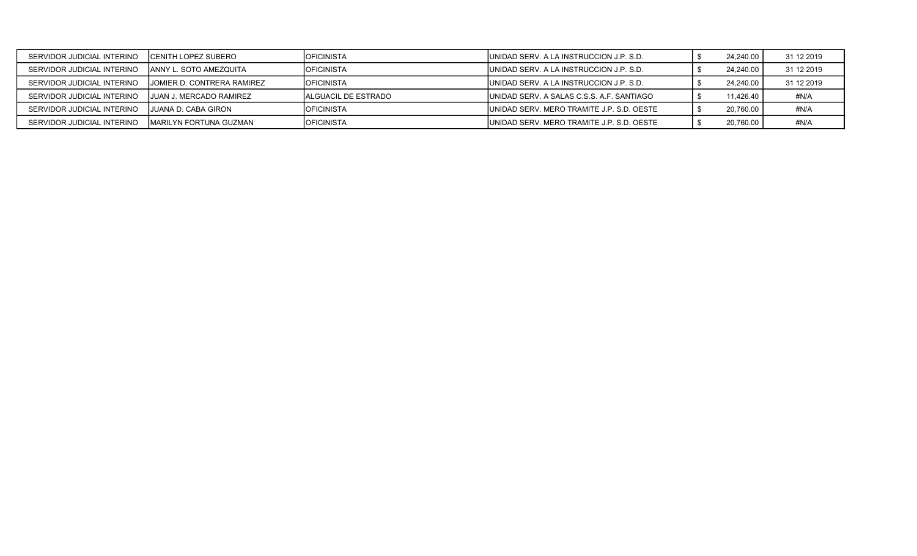| | | | | | | |
|---|---|---|---|---|---|---|
| SERVIDOR JUDICIAL INTERINO | CENITH LOPEZ SUBERO | OFICINISTA | UNIDAD SERV. A LA INSTRUCCION J.P. S.D. | $ | 24,240.00 | 31 12 2019 |
| SERVIDOR JUDICIAL INTERINO | ANNY L. SOTO AMEZQUITA | OFICINISTA | UNIDAD SERV. A LA INSTRUCCION J.P. S.D. | $ | 24,240.00 | 31 12 2019 |
| SERVIDOR JUDICIAL INTERINO | JOMIER D. CONTRERA RAMIREZ | OFICINISTA | UNIDAD SERV. A LA INSTRUCCION J.P. S.D. | $ | 24,240.00 | 31 12 2019 |
| SERVIDOR JUDICIAL INTERINO | JUAN J. MERCADO RAMIREZ | ALGUACIL DE ESTRADO | UNIDAD SERV. A SALAS C.S.S. A.F. SANTIAGO | $ | 11,426.40 | #N/A |
| SERVIDOR JUDICIAL INTERINO | JUANA D. CABA GIRON | OFICINISTA | UNIDAD SERV. MERO TRAMITE J.P. S.D. OESTE | $ | 20,760.00 | #N/A |
| SERVIDOR JUDICIAL INTERINO | MARILYN FORTUNA GUZMAN | OFICINISTA | UNIDAD SERV. MERO TRAMITE J.P. S.D. OESTE | $ | 20,760.00 | #N/A |